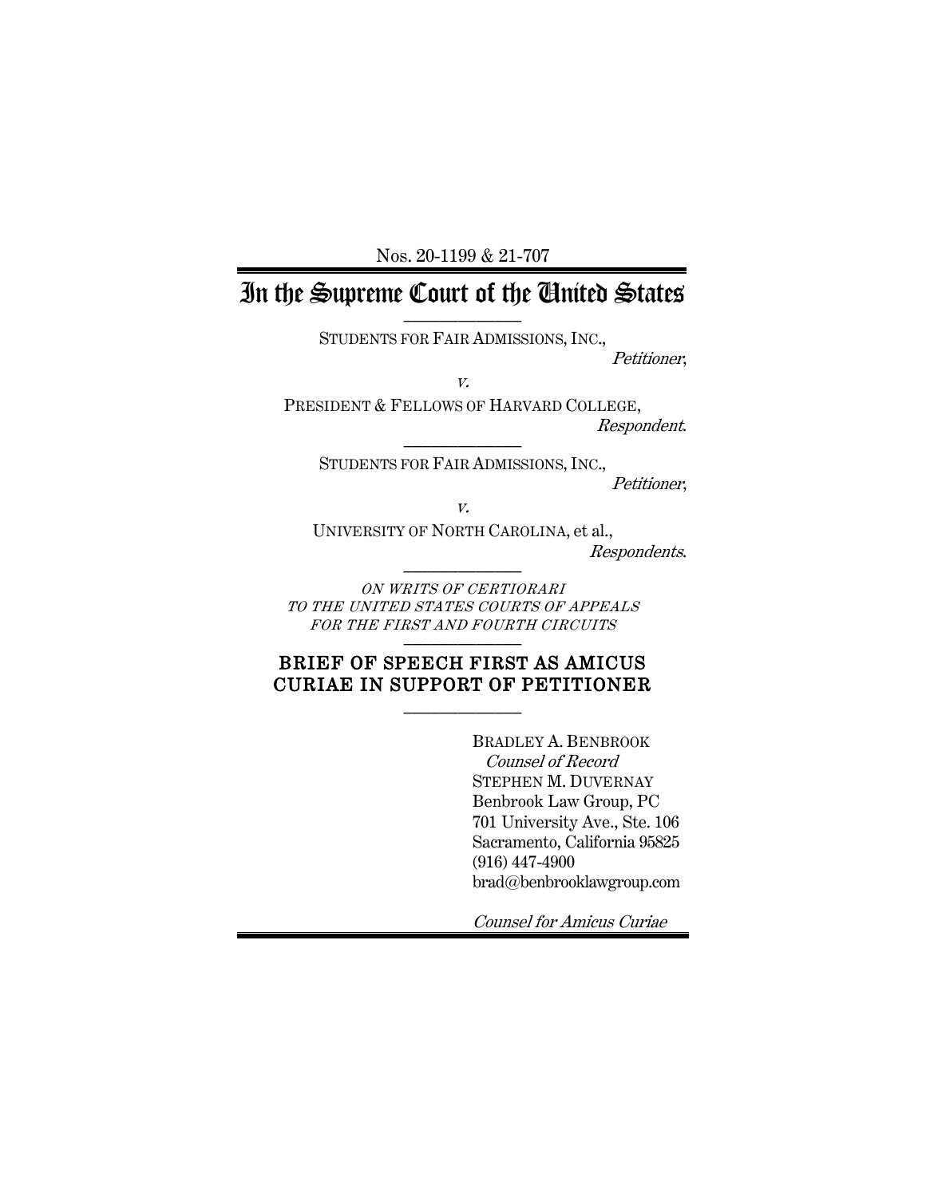Nos. 20-1199 & 21-707

# In the Supreme Court of the United States

---

STUDENTS FOR FAIR ADMISSIONS, INC.,
*Petitioner*,

*v.*

PRESIDENT & FELLOWS OF HARVARD COLLEGE,
*Respondent*.

---

STUDENTS FOR FAIR ADMISSIONS, INC.,
*Petitioner*,

*v.*

UNIVERSITY OF NORTH CAROLINA, et al.,
*Respondents*.

---

*ON WRITS OF CERTIORARI TO THE UNITED STATES COURTS OF APPEALS FOR THE FIRST AND FOURTH CIRCUITS*

---

## BRIEF OF SPEECH FIRST AS AMICUS CURIAE IN SUPPORT OF PETITIONER

---

BRADLEY A. BENBROOK
*Counsel of Record*
STEPHEN M. DUVERNAY
Benbrook Law Group, PC
701 University Ave., Ste. 106
Sacramento, California 95825
(916) 447-4900
brad@benbrooklawgroup.com

*Counsel for Amicus Curiae*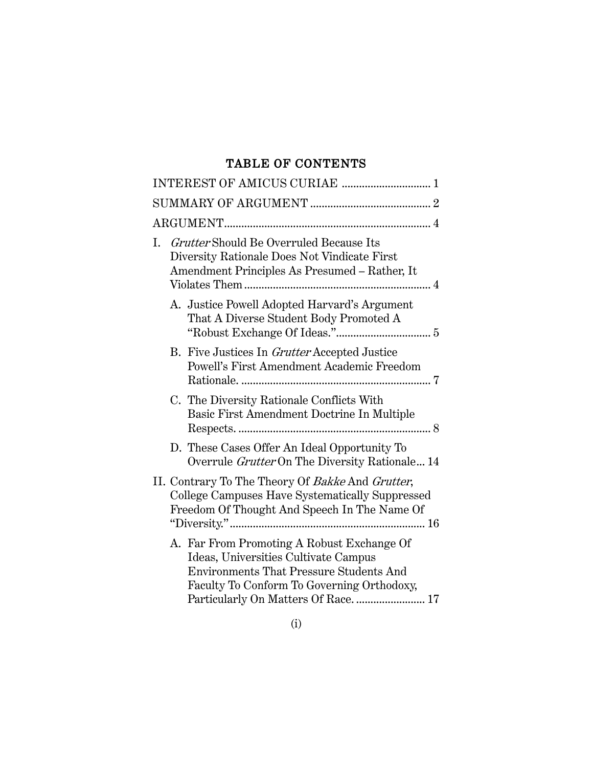# TABLE OF CONTENTS

INTEREST OF AMICUS CURIAE ............................... 1

SUMMARY OF ARGUMENT ......................................... 2

ARGUMENT...................................................................... 4

I. *Grutter* Should Be Overruled Because Its Diversity Rationale Does Not Vindicate First Amendment Principles As Presumed – Rather, It Violates Them ................................................................ 4

   A. Justice Powell Adopted Harvard's Argument That A Diverse Student Body Promoted A "Robust Exchange Of Ideas.".................................. 5

   B. Five Justices In *Grutter* Accepted Justice Powell's First Amendment Academic Freedom Rationale. ................................................................. 7

   C. The Diversity Rationale Conflicts With Basic First Amendment Doctrine In Multiple Respects. .................................................................. 8

   D. These Cases Offer An Ideal Opportunity To Overrule *Grutter* On The Diversity Rationale... 14

II. Contrary To The Theory Of *Bakke* And *Grutter*, College Campuses Have Systematically Suppressed Freedom Of Thought And Speech In The Name Of "Diversity."................................................................... 16

   A. Far From Promoting A Robust Exchange Of Ideas, Universities Cultivate Campus Environments That Pressure Students And Faculty To Conform To Governing Orthodoxy, Particularly On Matters Of Race. ........................ 17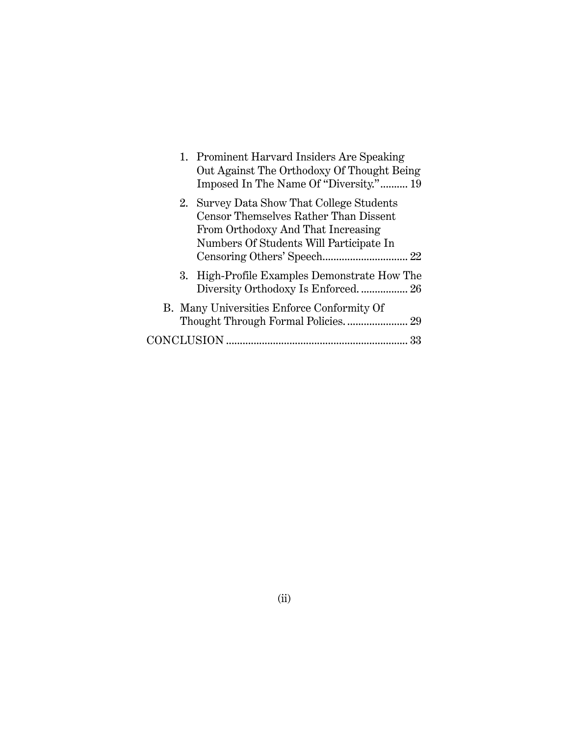1. Prominent Harvard Insiders Are Speaking Out Against The Orthodoxy Of Thought Being Imposed In The Name Of "Diversity." .......... 19

2. Survey Data Show That College Students Censor Themselves Rather Than Dissent From Orthodoxy And That Increasing Numbers Of Students Will Participate In Censoring Others' Speech............................... 22

3. High-Profile Examples Demonstrate How The Diversity Orthodoxy Is Enforced. ................. 26

B. Many Universities Enforce Conformity Of Thought Through Formal Policies. ...................... 29

CONCLUSION .................................................................. 33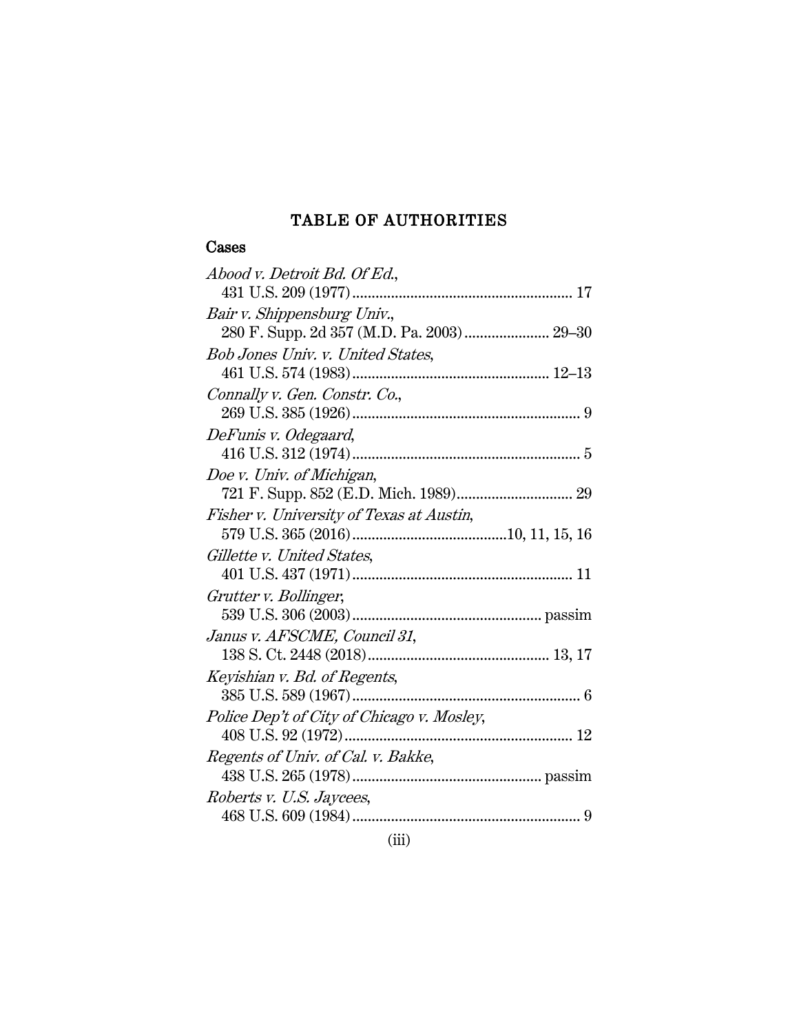# TABLE OF AUTHORITIES

## Cases

*Abood v. Detroit Bd. Of Ed.*, 431 U.S. 209 (1977) ........................................................ 17

*Bair v. Shippensburg Univ.*, 280 F. Supp. 2d 357 (M.D. Pa. 2003) ...................... 29–30

*Bob Jones Univ. v. United States*, 461 U.S. 574 (1983) .................................................. 12–13

*Connally v. Gen. Constr. Co.*, 269 U.S. 385 (1926) .......................................................... 9

*DeFunis v. Odegaard*, 416 U.S. 312 (1974) .......................................................... 5

*Doe v. Univ. of Michigan*, 721 F. Supp. 852 (E.D. Mich. 1989) .............................. 29

*Fisher v. University of Texas at Austin*, 579 U.S. 365 (2016) ........................................10, 11, 15, 16

*Gillette v. United States*, 401 U.S. 437 (1971) ........................................................ 11

*Grutter v. Bollinger*, 539 U.S. 306 (2003) ................................................ passim

*Janus v. AFSCME, Council 31*, 138 S. Ct. 2448 (2018) .............................................. 13, 17

*Keyishian v. Bd. of Regents*, 385 U.S. 589 (1967) .......................................................... 6

*Police Dep't of City of Chicago v. Mosley*, 408 U.S. 92 (1972) .......................................................... 12

*Regents of Univ. of Cal. v. Bakke*, 438 U.S. 265 (1978) ................................................ passim

*Roberts v. U.S. Jaycees*, 468 U.S. 609 (1984) .......................................................... 9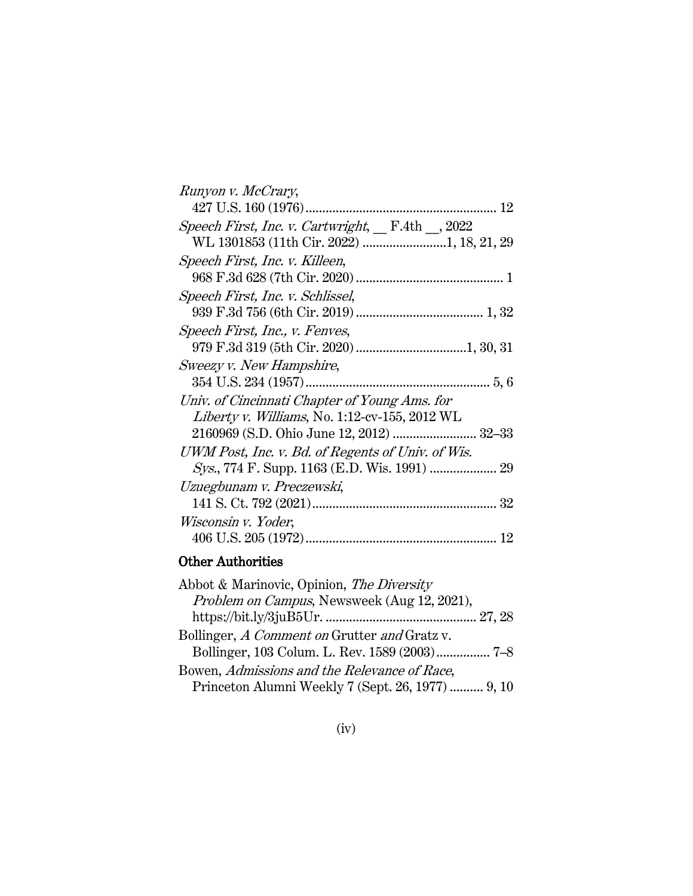*Runyon v. McCrary*,
427 U.S. 160 (1976)........................................................ 12

*Speech First, Inc. v. Cartwright*, __ F.4th __, 2022 WL 1301853 (11th Cir. 2022) ........................1, 18, 21, 29

*Speech First, Inc. v. Killeen*,
968 F.3d 628 (7th Cir. 2020) ........................................... 1

*Speech First, Inc. v. Schlissel*,
939 F.3d 756 (6th Cir. 2019) ..................................... 1, 32

*Speech First, Inc., v. Fenves*,
979 F.3d 319 (5th Cir. 2020) ................................1, 30, 31

*Sweezy v. New Hampshire*,
354 U.S. 234 (1957)....................................................... 5, 6

*Univ. of Cincinnati Chapter of Young Ams. for Liberty v. Williams*, No. 1:12-cv-155, 2012 WL 2160969 (S.D. Ohio June 12, 2012) ........................ 32–33

*UWM Post, Inc. v. Bd. of Regents of Univ. of Wis. Sys.*, 774 F. Supp. 1163 (E.D. Wis. 1991) .................... 29

*Uzuegbunam v. Preczewski*,
141 S. Ct. 792 (2021)...................................................... 32

*Wisconsin v. Yoder*,
406 U.S. 205 (1972)........................................................ 12

## Other Authorities

Abbot & Marinovic, Opinion, *The Diversity Problem on Campus*, Newsweek (Aug 12, 2021), https://bit.ly/3juB5Ur. ........................................... 27, 28

Bollinger, *A Comment on* Grutter *and* Gratz v. Bollinger, 103 Colum. L. Rev. 1589 (2003)................ 7–8

Bowen, *Admissions and the Relevance of Race*, Princeton Alumni Weekly 7 (Sept. 26, 1977) .......... 9, 10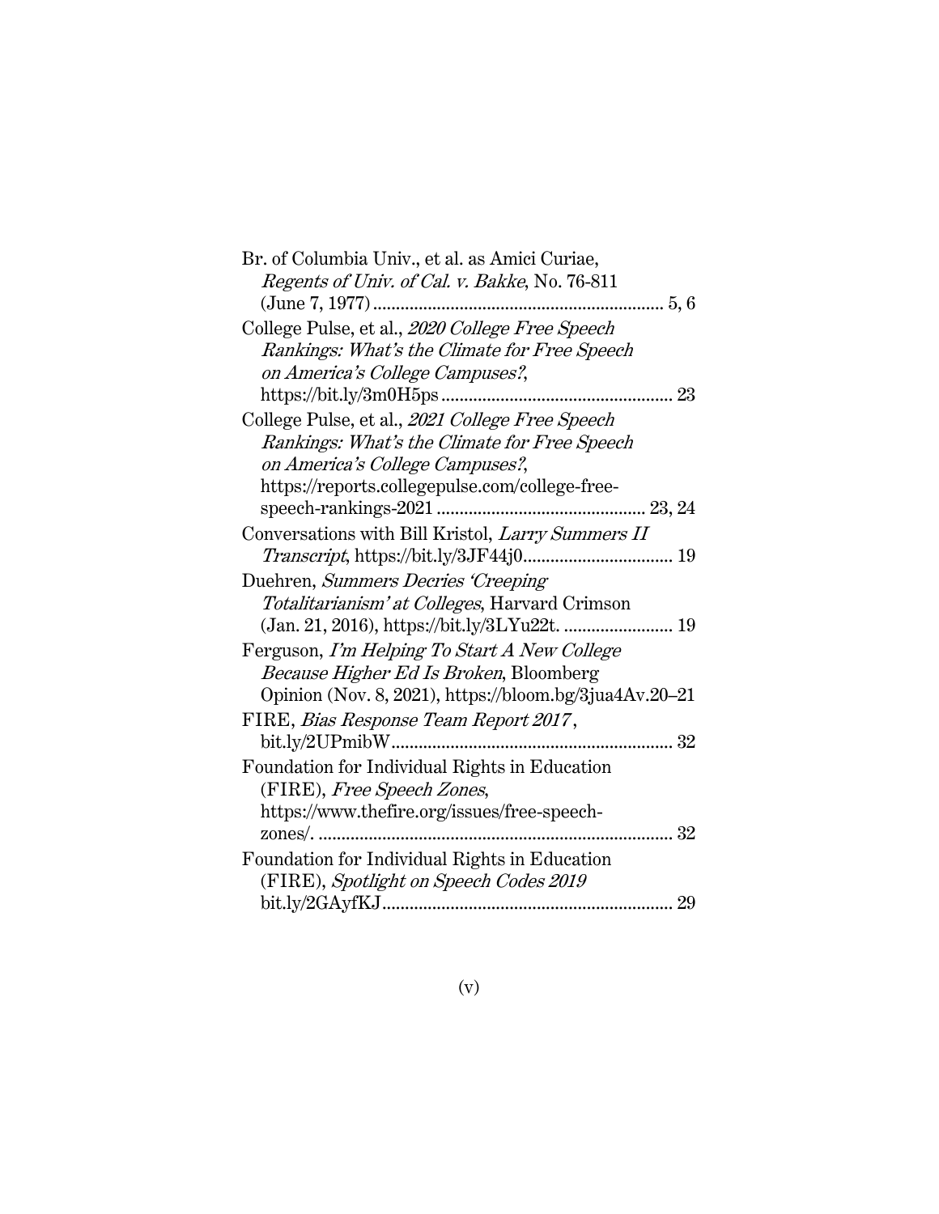Br. of Columbia Univ., et al. as Amici Curiae, *Regents of Univ. of Cal. v. Bakke*, No. 76-811 (June 7, 1977) ............................................................... 5, 6

College Pulse, et al., *2020 College Free Speech Rankings: What's the Climate for Free Speech on America's College Campuses?*, https://bit.ly/3m0H5ps .................................................. 23

College Pulse, et al., *2021 College Free Speech Rankings: What's the Climate for Free Speech on America's College Campuses?*, https://reports.collegepulse.com/college-free-speech-rankings-2021 ............................................. 23, 24

Conversations with Bill Kristol, *Larry Summers II Transcript*, https://bit.ly/3JF44j0................................ 19

Duehren, *Summers Decries 'Creeping Totalitarianism' at Colleges*, Harvard Crimson (Jan. 21, 2016), https://bit.ly/3LYu22t. ........................ 19

Ferguson, *I'm Helping To Start A New College Because Higher Ed Is Broken*, Bloomberg Opinion (Nov. 8, 2021), https://bloom.bg/3jua4Av.20–21

FIRE, *Bias Response Team Report 2017*, bit.ly/2UPmibW............................................................. 32

Foundation for Individual Rights in Education (FIRE), *Free Speech Zones*, https://www.thefire.org/issues/free-speech-zones/. .............................................................................. 32

Foundation for Individual Rights in Education (FIRE), *Spotlight on Speech Codes 2019* bit.ly/2GAyfKJ............................................................... 29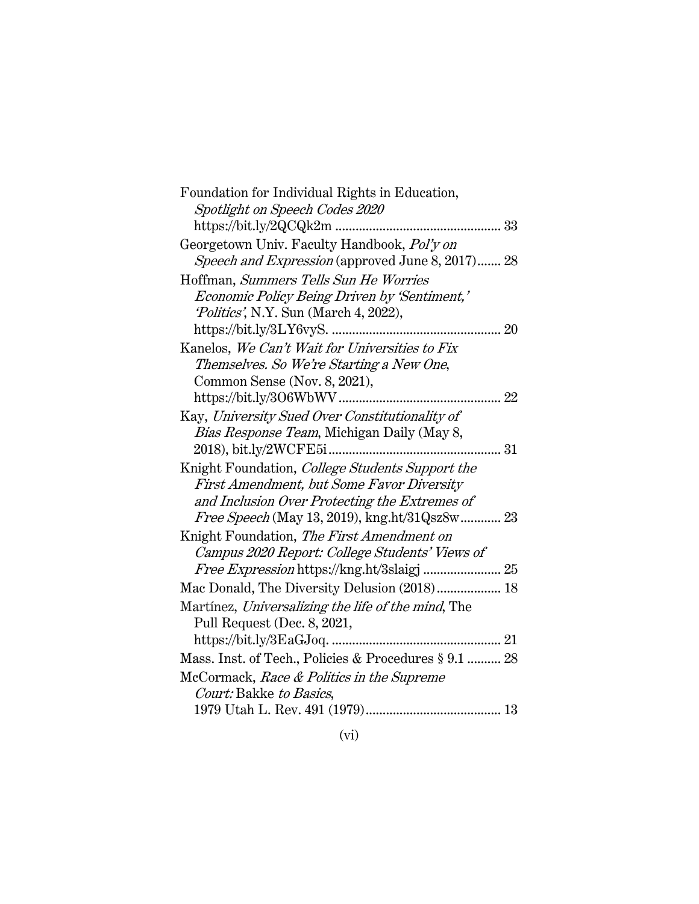Foundation for Individual Rights in Education, *Spotlight on Speech Codes 2020* https://bit.ly/2QCQk2m ................................................ 33

Georgetown Univ. Faculty Handbook, *Pol'y on Speech and Expression* (approved June 8, 2017)....... 28

Hoffman, *Summers Tells Sun He Worries Economic Policy Being Driven by 'Sentiment,' 'Politics'*, N.Y. Sun (March 4, 2022), https://bit.ly/3LY6vyS. ................................................ 20

Kanelos, *We Can't Wait for Universities to Fix Themselves. So We're Starting a New One*, Common Sense (Nov. 8, 2021), https://bit.ly/3O6WbWV ................................................ 22

Kay, *University Sued Over Constitutionality of Bias Response Team*, Michigan Daily (May 8, 2018), bit.ly/2WCFE5i ................................................ 31

Knight Foundation, *College Students Support the First Amendment, but Some Favor Diversity and Inclusion Over Protecting the Extremes of Free Speech* (May 13, 2019), kng.ht/31Qsz8w............ 23

Knight Foundation, *The First Amendment on Campus 2020 Report: College Students' Views of Free Expression* https://kng.ht/3slaigj ....................... 25

Mac Donald, The Diversity Delusion (2018)................... 18

Martínez, *Universalizing the life of the mind*, The Pull Request (Dec. 8, 2021, https://bit.ly/3EaGJoq. ................................................ 21

Mass. Inst. of Tech., Policies & Procedures § 9.1 .......... 28

McCormack, *Race & Politics in the Supreme Court:* Bakke *to Basics*, 1979 Utah L. Rev. 491 (1979)........................................ 13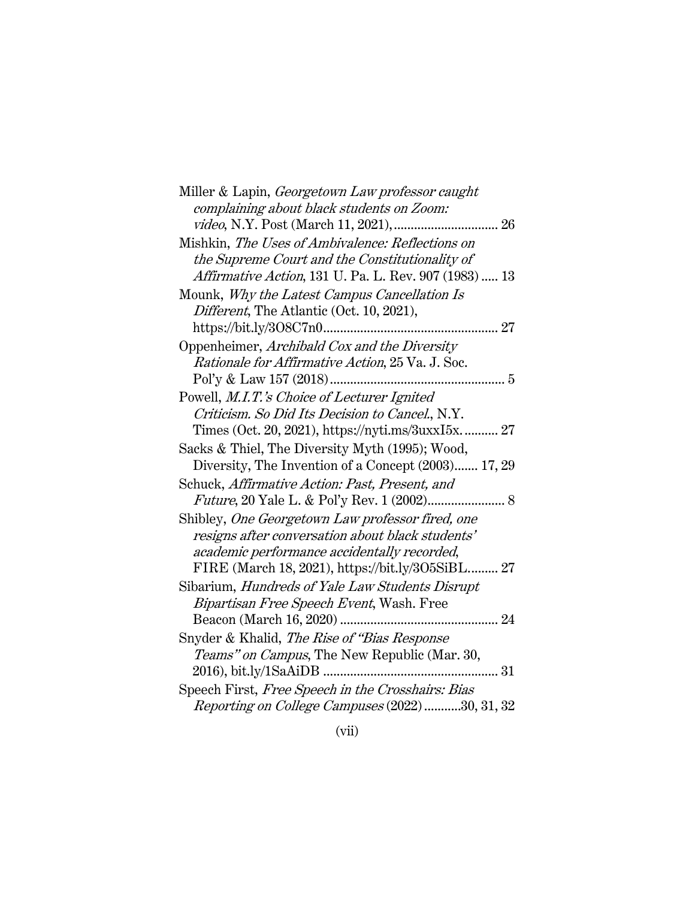Miller & Lapin, *Georgetown Law professor caught complaining about black students on Zoom: video*, N.Y. Post (March 11, 2021), .............................. 26

Mishkin, *The Uses of Ambivalence: Reflections on the Supreme Court and the Constitutionality of Affirmative Action*, 131 U. Pa. L. Rev. 907 (1983) ..... 13

Mounk, *Why the Latest Campus Cancellation Is Different*, The Atlantic (Oct. 10, 2021), https://bit.ly/3O8C7n0.................................................... 27

Oppenheimer, *Archibald Cox and the Diversity Rationale for Affirmative Action*, 25 Va. J. Soc. Pol'y & Law 157 (2018).................................................... 5

Powell, *M.I.T.'s Choice of Lecturer Ignited Criticism. So Did Its Decision to Cancel.*, N.Y. Times (Oct. 20, 2021), https://nyti.ms/3uxxI5x. .......... 27

Sacks & Thiel, The Diversity Myth (1995); Wood, Diversity, The Invention of a Concept (2003)....... 17, 29

Schuck, *Affirmative Action: Past, Present, and Future*, 20 Yale L. & Pol'y Rev. 1 (2002)....................... 8

Shibley, *One Georgetown Law professor fired, one resigns after conversation about black students' academic performance accidentally recorded*, FIRE (March 18, 2021), https://bit.ly/3O5SiBL......... 27

Sibarium, *Hundreds of Yale Law Students Disrupt Bipartisan Free Speech Event*, Wash. Free Beacon (March 16, 2020) .............................................. 24

Snyder & Khalid, *The Rise of "Bias Response Teams" on Campus*, The New Republic (Mar. 30, 2016), bit.ly/1SaAiDB .................................................... 31

Speech First, *Free Speech in the Crosshairs: Bias Reporting on College Campuses* (2022)...........30, 31, 32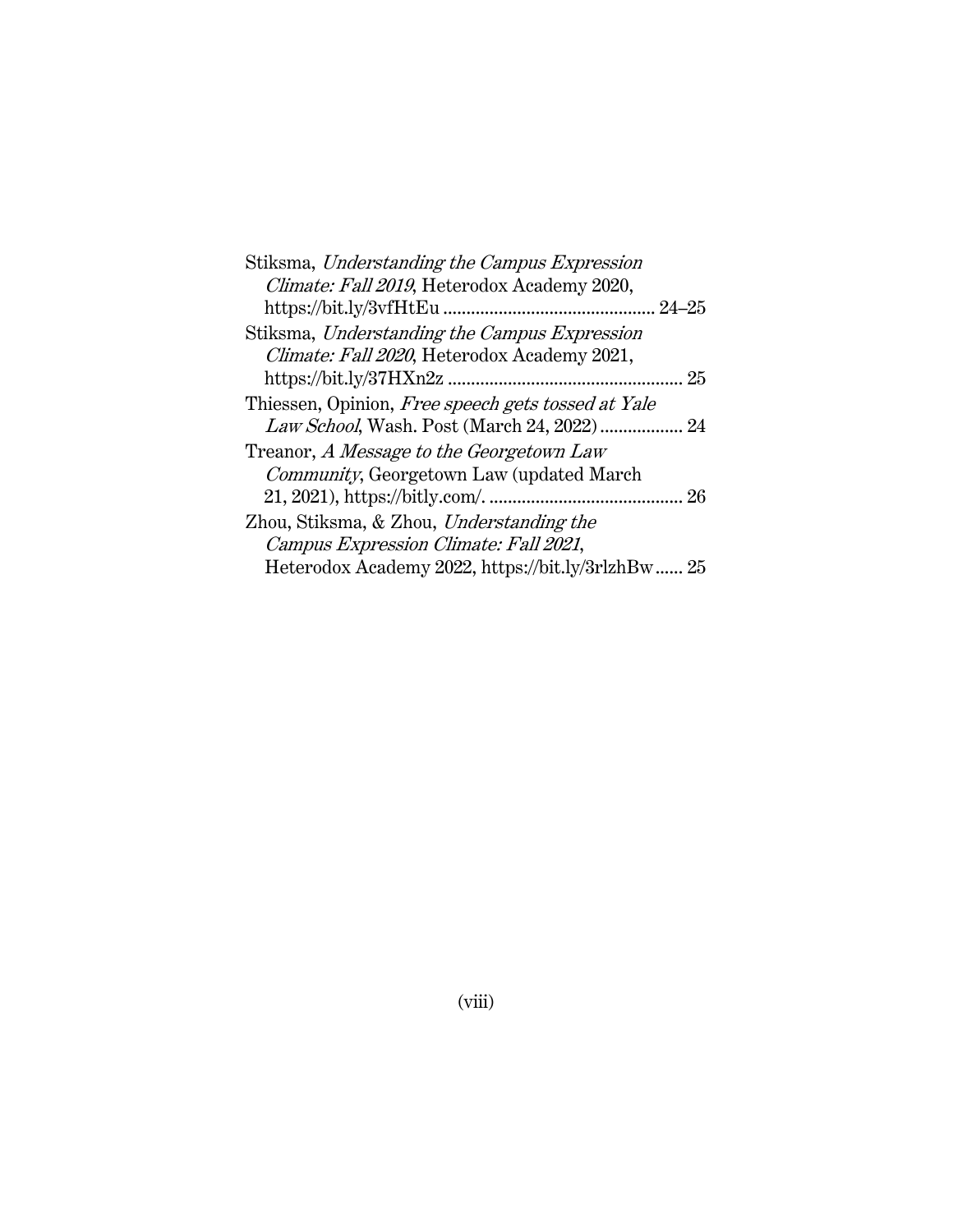Stiksma, *Understanding the Campus Expression Climate: Fall 2019*, Heterodox Academy 2020, https://bit.ly/3vfHtEu ............................................ 24–25

Stiksma, *Understanding the Campus Expression Climate: Fall 2020*, Heterodox Academy 2021, https://bit.ly/37HXn2z .................................................. 25

Thiessen, Opinion, *Free speech gets tossed at Yale Law School*, Wash. Post (March 24, 2022) ................. 24

Treanor, *A Message to the Georgetown Law Community*, Georgetown Law (updated March 21, 2021), https://bitly.com/. .......................................... 26

Zhou, Stiksma, & Zhou, *Understanding the Campus Expression Climate: Fall 2021*, Heterodox Academy 2022, https://bit.ly/3rlzhBw ...... 25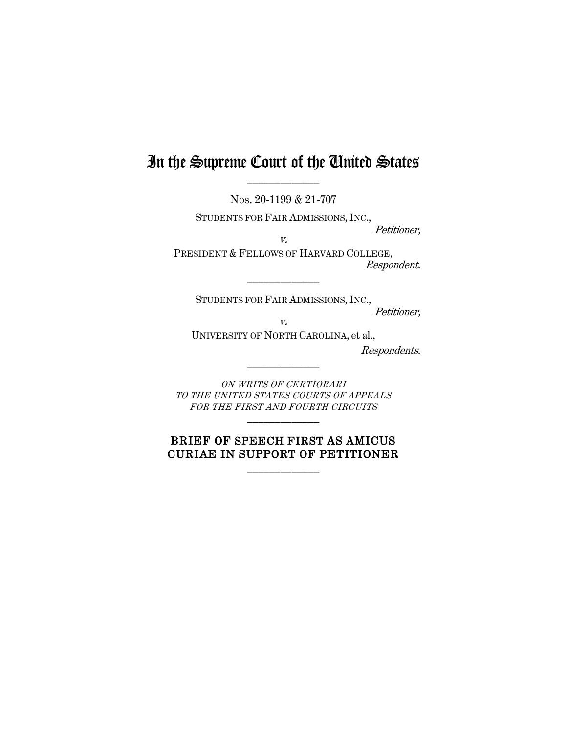# In the Supreme Court of the United States

---

Nos. 20-1199 & 21-707

STUDENTS FOR FAIR ADMISSIONS, INC.,
*Petitioner,*
*v.*
PRESIDENT & FELLOWS OF HARVARD COLLEGE,
*Respondent.*

---

STUDENTS FOR FAIR ADMISSIONS, INC.,
*Petitioner,*
*v.*
UNIVERSITY OF NORTH CAROLINA, et al.,
*Respondents.*

---

*ON WRITS OF CERTIORARI TO THE UNITED STATES COURTS OF APPEALS FOR THE FIRST AND FOURTH CIRCUITS*

---

## BRIEF OF SPEECH FIRST AS AMICUS CURIAE IN SUPPORT OF PETITIONER

---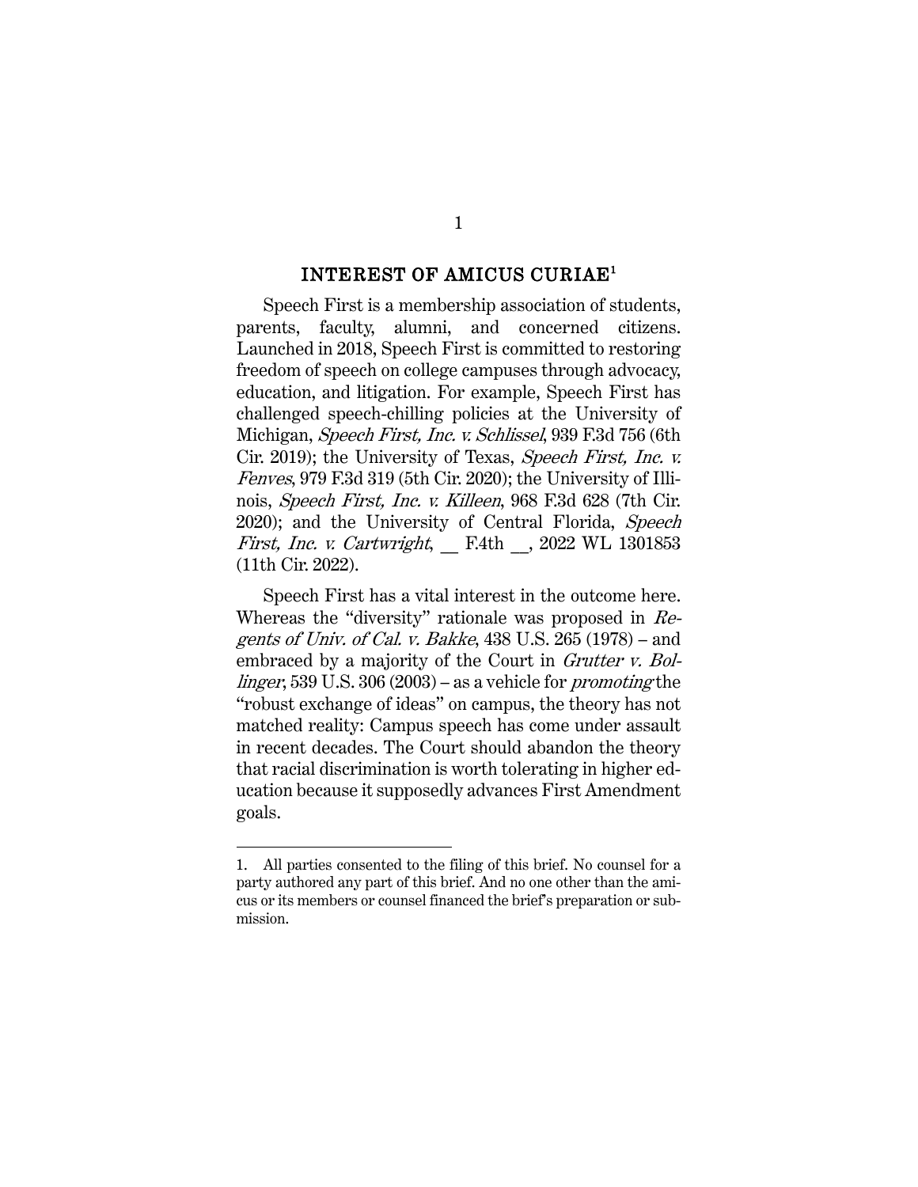## INTEREST OF AMICUS CURIAE[1]

Speech First is a membership association of students, parents, faculty, alumni, and concerned citizens. Launched in 2018, Speech First is committed to restoring freedom of speech on college campuses through advocacy, education, and litigation. For example, Speech First has challenged speech-chilling policies at the University of Michigan, *Speech First, Inc. v. Schlissel*, 939 F.3d 756 (6th Cir. 2019); the University of Texas, *Speech First, Inc. v. Fenves*, 979 F.3d 319 (5th Cir. 2020); the University of Illinois, *Speech First, Inc. v. Killeen*, 968 F.3d 628 (7th Cir. 2020); and the University of Central Florida, *Speech First, Inc. v. Cartwright*, __ F.4th __, 2022 WL 1301853 (11th Cir. 2022).

Speech First has a vital interest in the outcome here. Whereas the "diversity" rationale was proposed in *Regents of Univ. of Cal. v. Bakke*, 438 U.S. 265 (1978) – and embraced by a majority of the Court in *Grutter v. Bollinger*, 539 U.S. 306 (2003) – as a vehicle for *promoting* the "robust exchange of ideas" on campus, the theory has not matched reality: Campus speech has come under assault in recent decades. The Court should abandon the theory that racial discrimination is worth tolerating in higher education because it supposedly advances First Amendment goals.

---

1. All parties consented to the filing of this brief. No counsel for a party authored any part of this brief. And no one other than the amicus or its members or counsel financed the brief's preparation or submission.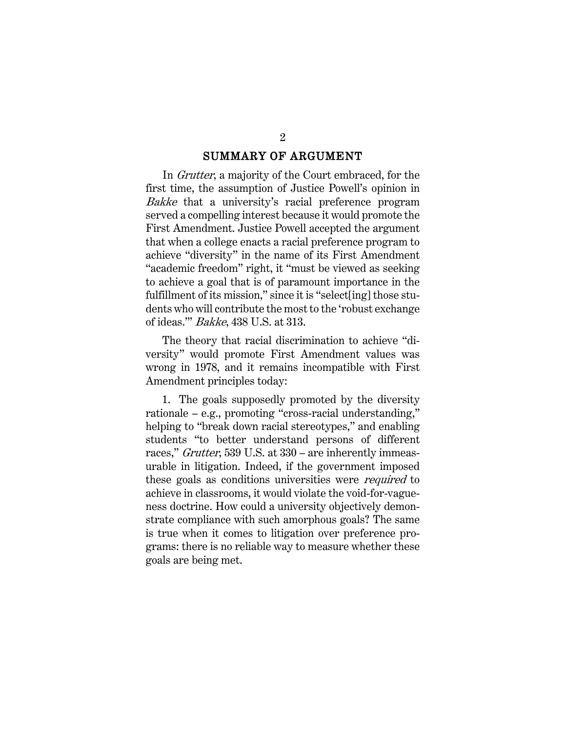## SUMMARY OF ARGUMENT

In *Grutter*, a majority of the Court embraced, for the first time, the assumption of Justice Powell's opinion in *Bakke* that a university's racial preference program served a compelling interest because it would promote the First Amendment. Justice Powell accepted the argument that when a college enacts a racial preference program to achieve "diversity" in the name of its First Amendment "academic freedom" right, it "must be viewed as seeking to achieve a goal that is of paramount importance in the fulfillment of its mission," since it is "select[ing] those students who will contribute the most to the 'robust exchange of ideas.'" *Bakke*, 438 U.S. at 313.

The theory that racial discrimination to achieve "diversity" would promote First Amendment values was wrong in 1978, and it remains incompatible with First Amendment principles today:

1. The goals supposedly promoted by the diversity rationale – e.g., promoting "cross-racial understanding," helping to "break down racial stereotypes," and enabling students "to better understand persons of different races," *Grutter*, 539 U.S. at 330 – are inherently immeasurable in litigation. Indeed, if the government imposed these goals as conditions universities were *required* to achieve in classrooms, it would violate the void-for-vagueness doctrine. How could a university objectively demonstrate compliance with such amorphous goals? The same is true when it comes to litigation over preference programs: there is no reliable way to measure whether these goals are being met.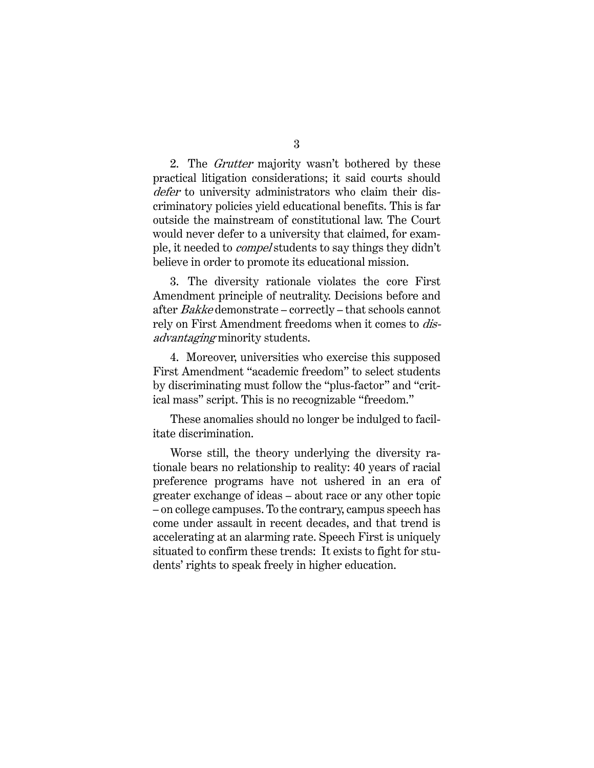2. The *Grutter* majority wasn't bothered by these practical litigation considerations; it said courts should *defer* to university administrators who claim their discriminatory policies yield educational benefits. This is far outside the mainstream of constitutional law. The Court would never defer to a university that claimed, for example, it needed to *compel* students to say things they didn't believe in order to promote its educational mission.

3. The diversity rationale violates the core First Amendment principle of neutrality. Decisions before and after *Bakke* demonstrate – correctly – that schools cannot rely on First Amendment freedoms when it comes to *disadvantaging* minority students.

4. Moreover, universities who exercise this supposed First Amendment "academic freedom" to select students by discriminating must follow the "plus-factor" and "critical mass" script. This is no recognizable "freedom."

These anomalies should no longer be indulged to facilitate discrimination.

Worse still, the theory underlying the diversity rationale bears no relationship to reality: 40 years of racial preference programs have not ushered in an era of greater exchange of ideas – about race or any other topic – on college campuses. To the contrary, campus speech has come under assault in recent decades, and that trend is accelerating at an alarming rate. Speech First is uniquely situated to confirm these trends: It exists to fight for students' rights to speak freely in higher education.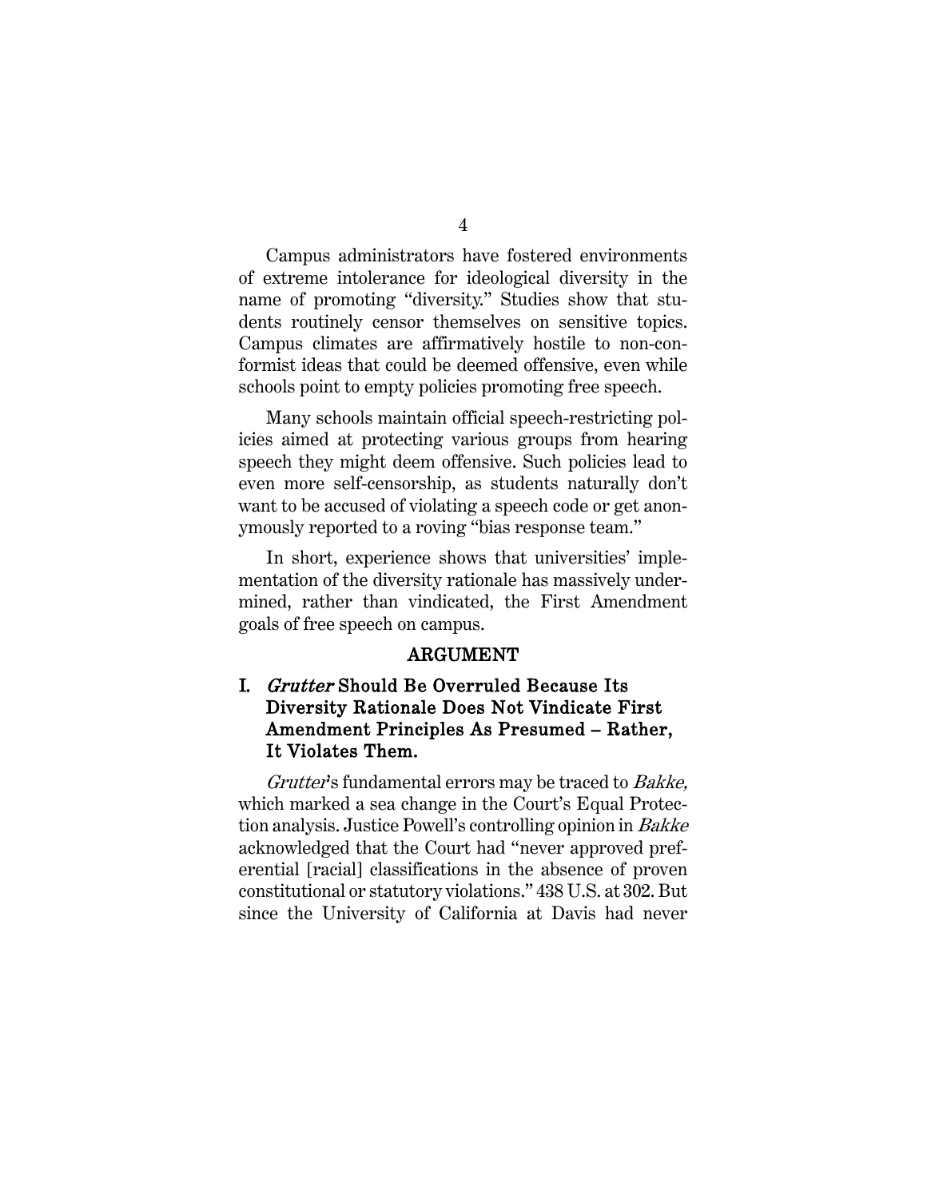Campus administrators have fostered environments of extreme intolerance for ideological diversity in the name of promoting "diversity." Studies show that students routinely censor themselves on sensitive topics. Campus climates are affirmatively hostile to non-conformist ideas that could be deemed offensive, even while schools point to empty policies promoting free speech.

Many schools maintain official speech-restricting policies aimed at protecting various groups from hearing speech they might deem offensive. Such policies lead to even more self-censorship, as students naturally don't want to be accused of violating a speech code or get anonymously reported to a roving "bias response team."

In short, experience shows that universities' implementation of the diversity rationale has massively undermined, rather than vindicated, the First Amendment goals of free speech on campus.

## ARGUMENT

### I. *Grutter* Should Be Overruled Because Its Diversity Rationale Does Not Vindicate First Amendment Principles As Presumed – Rather, It Violates Them.

*Grutter*'s fundamental errors may be traced to *Bakke,* which marked a sea change in the Court's Equal Protection analysis. Justice Powell's controlling opinion in *Bakke* acknowledged that the Court had "never approved preferential [racial] classifications in the absence of proven constitutional or statutory violations." 438 U.S. at 302. But since the University of California at Davis had never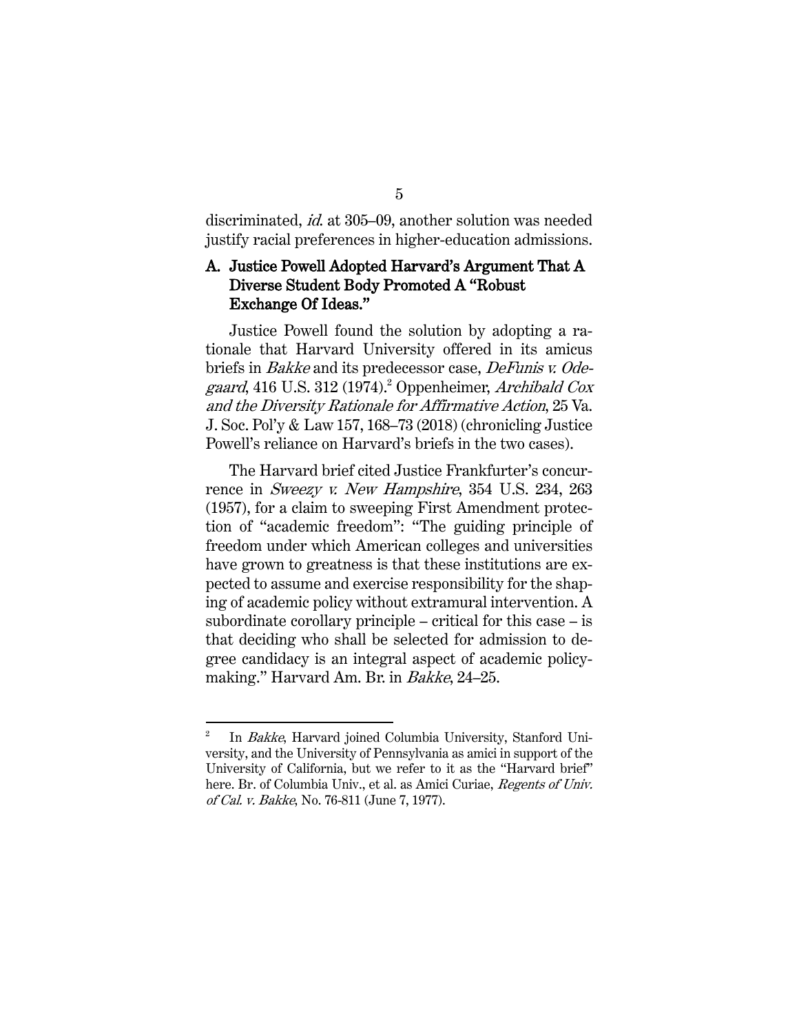discriminated, *id.* at 305–09, another solution was needed justify racial preferences in higher-education admissions.

### A. Justice Powell Adopted Harvard's Argument That A Diverse Student Body Promoted A "Robust Exchange Of Ideas."

Justice Powell found the solution by adopting a rationale that Harvard University offered in its amicus briefs in *Bakke* and its predecessor case, *DeFunis v. Odegaard*, 416 U.S. 312 (1974).[2] Oppenheimer, *Archibald Cox and the Diversity Rationale for Affirmative Action*, 25 Va. J. Soc. Pol'y & Law 157, 168–73 (2018) (chronicling Justice Powell's reliance on Harvard's briefs in the two cases).

The Harvard brief cited Justice Frankfurter's concurrence in *Sweezy v. New Hampshire*, 354 U.S. 234, 263 (1957), for a claim to sweeping First Amendment protection of "academic freedom": "The guiding principle of freedom under which American colleges and universities have grown to greatness is that these institutions are expected to assume and exercise responsibility for the shaping of academic policy without extramural intervention. A subordinate corollary principle – critical for this case – is that deciding who shall be selected for admission to degree candidacy is an integral aspect of academic policymaking." Harvard Am. Br. in *Bakke*, 24–25.

---

[2] In *Bakke*, Harvard joined Columbia University, Stanford University, and the University of Pennsylvania as amici in support of the University of California, but we refer to it as the "Harvard brief" here. Br. of Columbia Univ., et al. as Amici Curiae, *Regents of Univ. of Cal. v. Bakke*, No. 76-811 (June 7, 1977).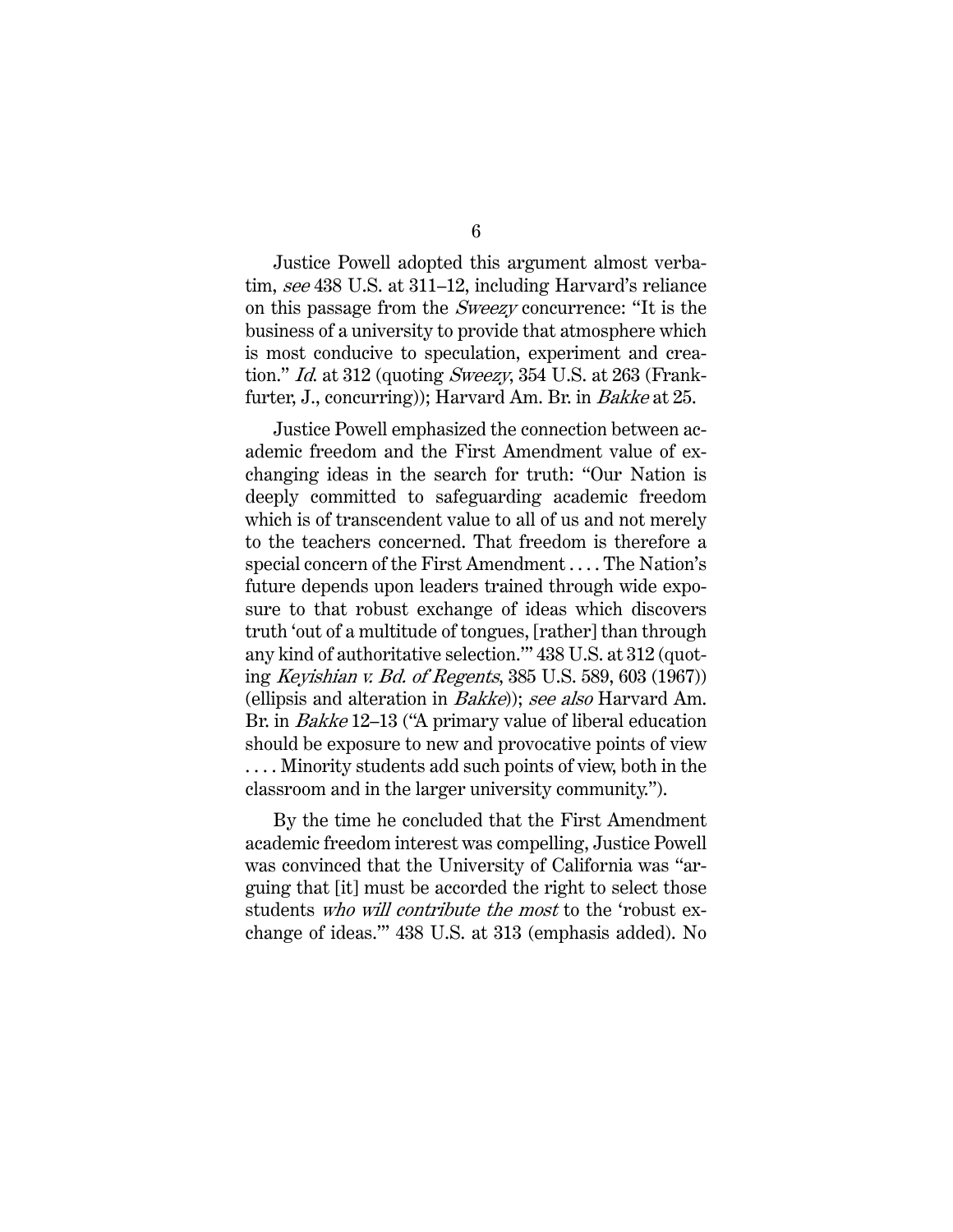Justice Powell adopted this argument almost verbatim, *see* 438 U.S. at 311–12, including Harvard's reliance on this passage from the *Sweezy* concurrence: "It is the business of a university to provide that atmosphere which is most conducive to speculation, experiment and creation." *Id.* at 312 (quoting *Sweezy*, 354 U.S. at 263 (Frankfurter, J., concurring)); Harvard Am. Br. in *Bakke* at 25.

Justice Powell emphasized the connection between academic freedom and the First Amendment value of exchanging ideas in the search for truth: "Our Nation is deeply committed to safeguarding academic freedom which is of transcendent value to all of us and not merely to the teachers concerned. That freedom is therefore a special concern of the First Amendment . . . . The Nation's future depends upon leaders trained through wide exposure to that robust exchange of ideas which discovers truth 'out of a multitude of tongues, [rather] than through any kind of authoritative selection.'" 438 U.S. at 312 (quoting *Keyishian v. Bd. of Regents*, 385 U.S. 589, 603 (1967)) (ellipsis and alteration in *Bakke*)); *see also* Harvard Am. Br. in *Bakke* 12–13 ("A primary value of liberal education should be exposure to new and provocative points of view . . . . Minority students add such points of view, both in the classroom and in the larger university community.").

By the time he concluded that the First Amendment academic freedom interest was compelling, Justice Powell was convinced that the University of California was "arguing that [it] must be accorded the right to select those students *who will contribute the most* to the 'robust exchange of ideas.'" 438 U.S. at 313 (emphasis added). No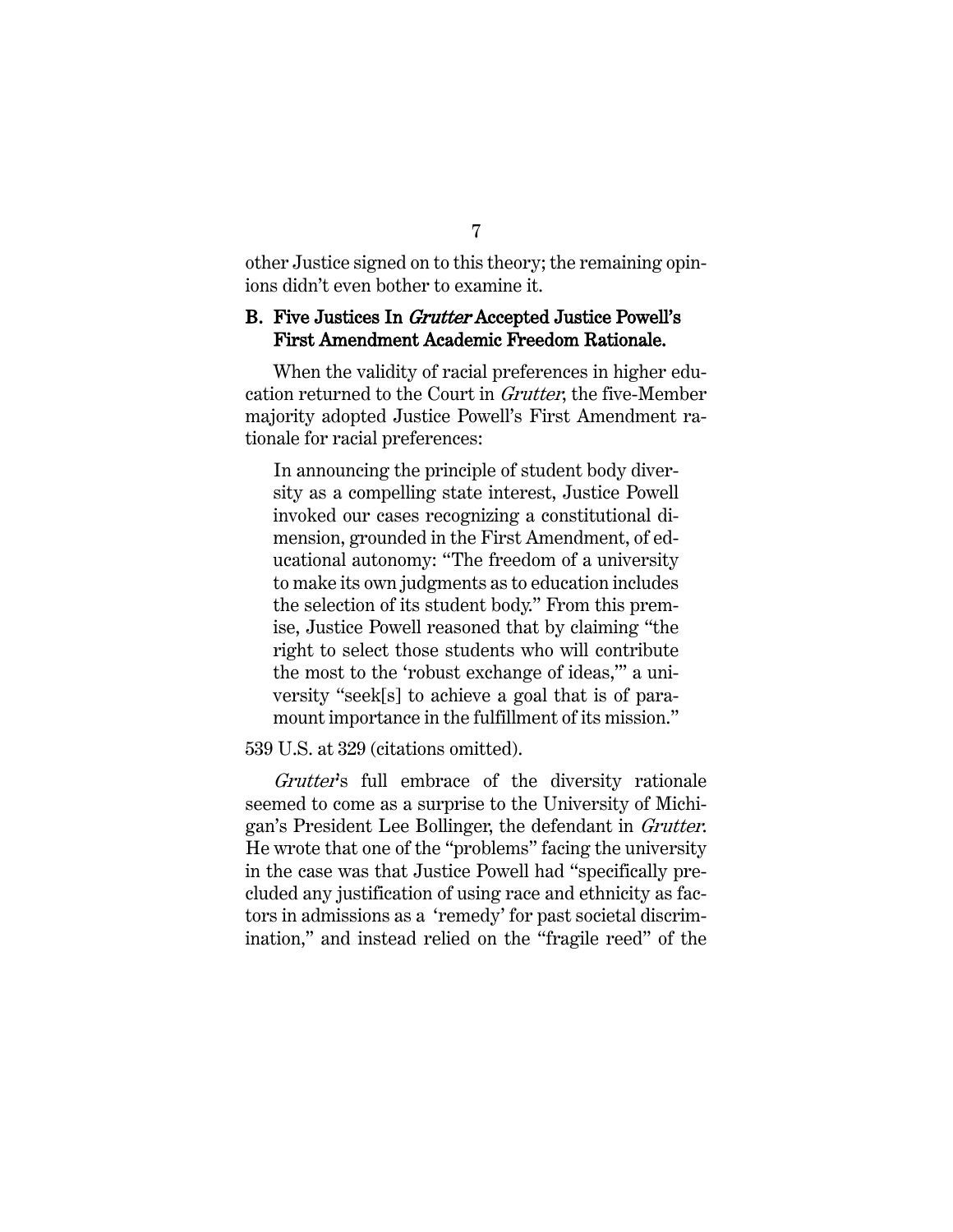other Justice signed on to this theory; the remaining opinions didn't even bother to examine it.

### B. Five Justices In *Grutter* Accepted Justice Powell's First Amendment Academic Freedom Rationale.

When the validity of racial preferences in higher education returned to the Court in *Grutter*, the five-Member majority adopted Justice Powell's First Amendment rationale for racial preferences:

> In announcing the principle of student body diversity as a compelling state interest, Justice Powell invoked our cases recognizing a constitutional dimension, grounded in the First Amendment, of educational autonomy: "The freedom of a university to make its own judgments as to education includes the selection of its student body." From this premise, Justice Powell reasoned that by claiming "the right to select those students who will contribute the most to the 'robust exchange of ideas,'" a university "seek[s] to achieve a goal that is of paramount importance in the fulfillment of its mission."

539 U.S. at 329 (citations omitted).

*Grutter*'s full embrace of the diversity rationale seemed to come as a surprise to the University of Michigan's President Lee Bollinger, the defendant in *Grutter*. He wrote that one of the "problems" facing the university in the case was that Justice Powell had "specifically precluded any justification of using race and ethnicity as factors in admissions as a 'remedy' for past societal discrimination," and instead relied on the "fragile reed" of the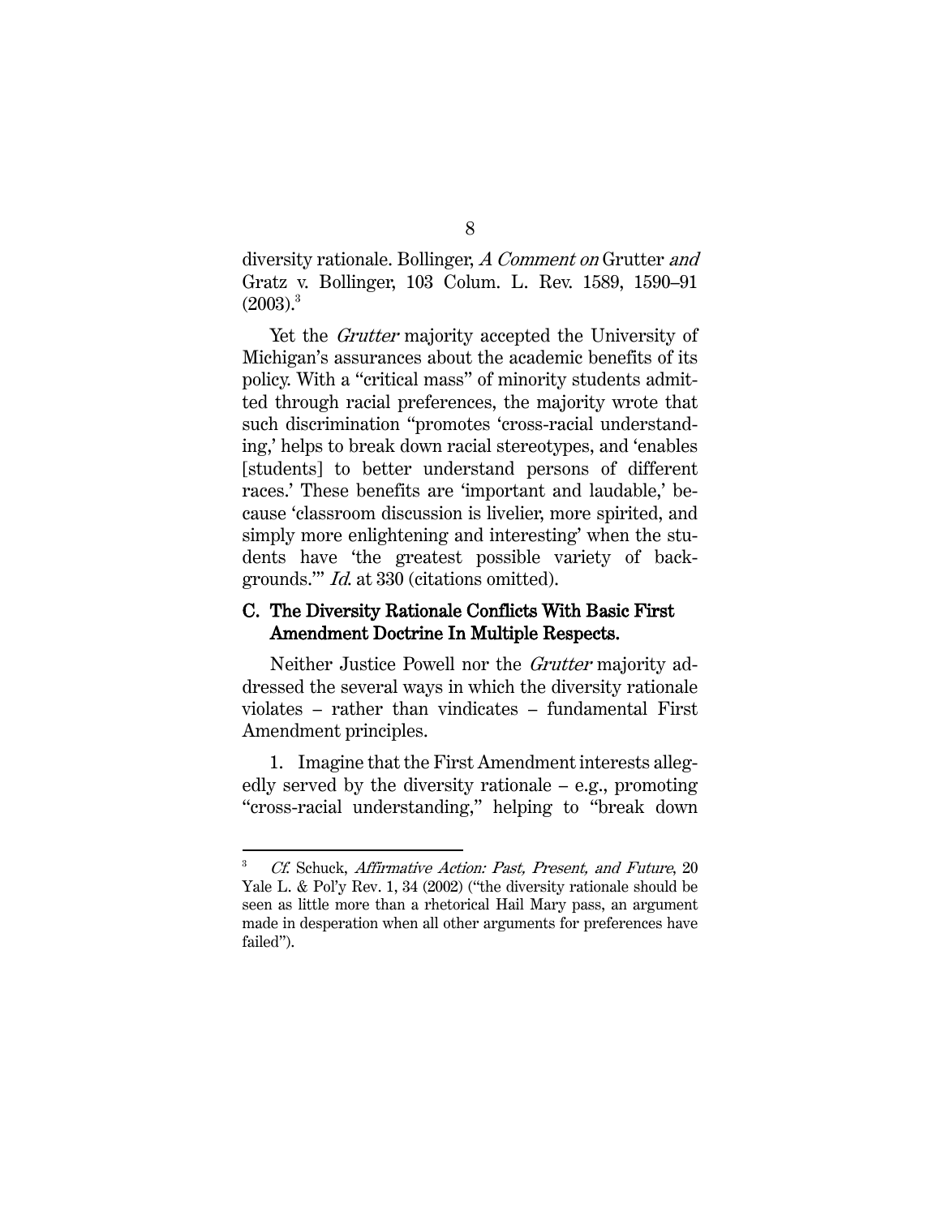diversity rationale. Bollinger, *A Comment on* Grutter *and* Gratz v. Bollinger, 103 Colum. L. Rev. 1589, 1590–91 (2003).[3]

Yet the *Grutter* majority accepted the University of Michigan's assurances about the academic benefits of its policy. With a "critical mass" of minority students admitted through racial preferences, the majority wrote that such discrimination "promotes 'cross-racial understanding,' helps to break down racial stereotypes, and 'enables [students] to better understand persons of different races.' These benefits are 'important and laudable,' because 'classroom discussion is livelier, more spirited, and simply more enlightening and interesting' when the students have 'the greatest possible variety of backgrounds.'" *Id.* at 330 (citations omitted).

### C. The Diversity Rationale Conflicts With Basic First Amendment Doctrine In Multiple Respects.

Neither Justice Powell nor the *Grutter* majority addressed the several ways in which the diversity rationale violates – rather than vindicates – fundamental First Amendment principles.

1. Imagine that the First Amendment interests allegedly served by the diversity rationale – e.g., promoting "cross-racial understanding," helping to "break down

---

[3] *Cf.* Schuck, *Affirmative Action: Past, Present, and Future*, 20 Yale L. & Pol'y Rev. 1, 34 (2002) ("the diversity rationale should be seen as little more than a rhetorical Hail Mary pass, an argument made in desperation when all other arguments for preferences have failed").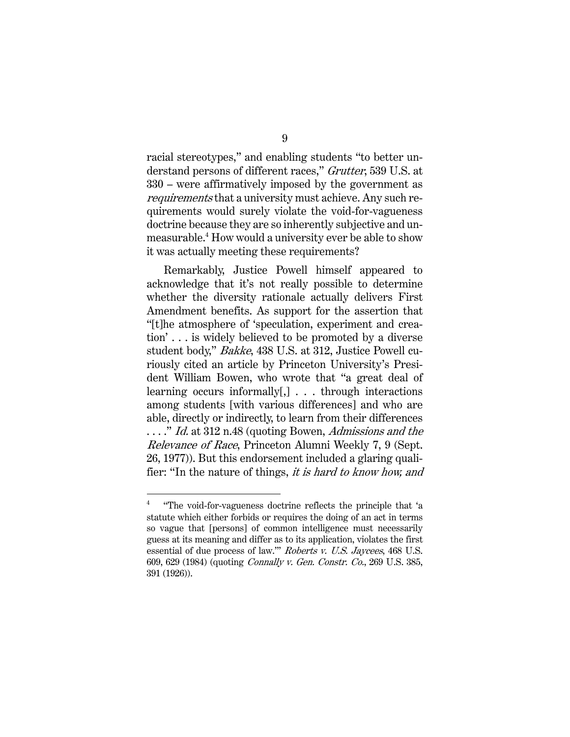racial stereotypes," and enabling students "to better understand persons of different races," *Grutter*, 539 U.S. at 330 – were affirmatively imposed by the government as *requirements* that a university must achieve. Any such requirements would surely violate the void-for-vagueness doctrine because they are so inherently subjective and unmeasurable.[4] How would a university ever be able to show it was actually meeting these requirements?

Remarkably, Justice Powell himself appeared to acknowledge that it's not really possible to determine whether the diversity rationale actually delivers First Amendment benefits. As support for the assertion that "[t]he atmosphere of 'speculation, experiment and creation' . . . is widely believed to be promoted by a diverse student body," *Bakke*, 438 U.S. at 312, Justice Powell curiously cited an article by Princeton University's President William Bowen, who wrote that "a great deal of learning occurs informally[,] . . . through interactions among students [with various differences] and who are able, directly or indirectly, to learn from their differences . . . ." *Id.* at 312 n.48 (quoting Bowen, *Admissions and the Relevance of Race*, Princeton Alumni Weekly 7, 9 (Sept. 26, 1977)). But this endorsement included a glaring qualifier: "In the nature of things, *it is hard to know how, and*

---

[4] "The void-for-vagueness doctrine reflects the principle that 'a statute which either forbids or requires the doing of an act in terms so vague that [persons] of common intelligence must necessarily guess at its meaning and differ as to its application, violates the first essential of due process of law.'" *Roberts v. U.S. Jaycees*, 468 U.S. 609, 629 (1984) (quoting *Connally v. Gen. Constr. Co.*, 269 U.S. 385, 391 (1926)).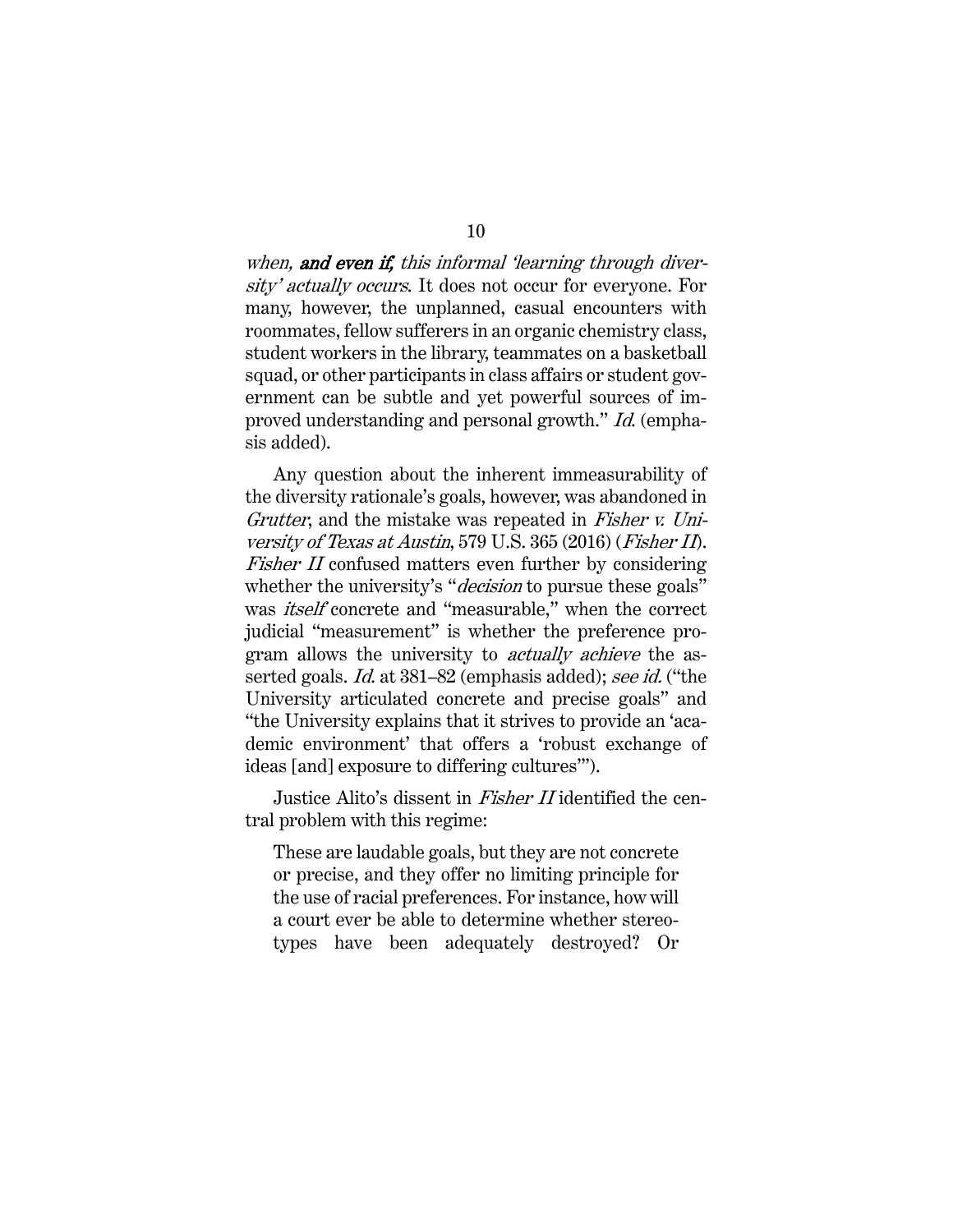*when,* ***and even if,*** *this informal 'learning through diversity' actually occurs.* It does not occur for everyone. For many, however, the unplanned, casual encounters with roommates, fellow sufferers in an organic chemistry class, student workers in the library, teammates on a basketball squad, or other participants in class affairs or student government can be subtle and yet powerful sources of improved understanding and personal growth." *Id.* (emphasis added).

Any question about the inherent immeasurability of the diversity rationale's goals, however, was abandoned in *Grutter*, and the mistake was repeated in *Fisher v. University of Texas at Austin*, 579 U.S. 365 (2016) (*Fisher II*). *Fisher II* confused matters even further by considering whether the university's "*decision* to pursue these goals" was *itself* concrete and "measurable," when the correct judicial "measurement" is whether the preference program allows the university to *actually achieve* the asserted goals. *Id.* at 381–82 (emphasis added); *see id.* ("the University articulated concrete and precise goals" and "the University explains that it strives to provide an 'academic environment' that offers a 'robust exchange of ideas [and] exposure to differing cultures'").

Justice Alito's dissent in *Fisher II* identified the central problem with this regime:

> These are laudable goals, but they are not concrete or precise, and they offer no limiting principle for the use of racial preferences. For instance, how will a court ever be able to determine whether stereotypes have been adequately destroyed? Or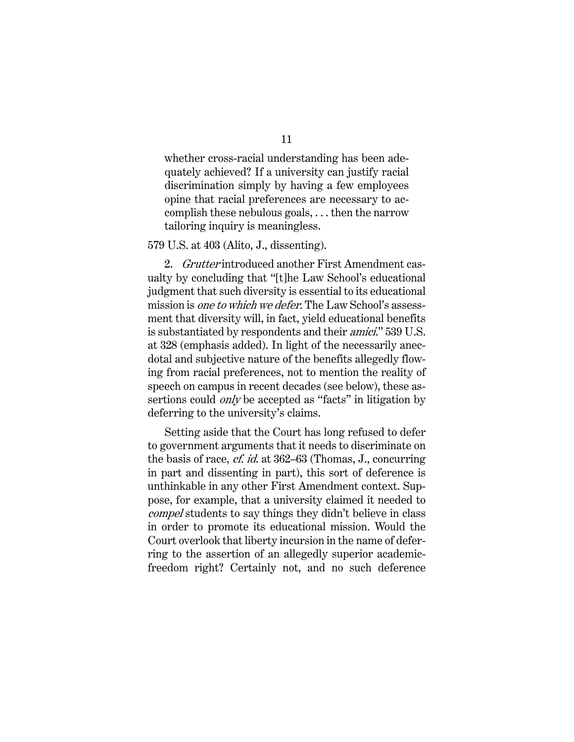> whether cross-racial understanding has been adequately achieved? If a university can justify racial discrimination simply by having a few employees opine that racial preferences are necessary to accomplish these nebulous goals, . . . then the narrow tailoring inquiry is meaningless.

579 U.S. at 403 (Alito, J., dissenting).

2. *Grutter* introduced another First Amendment casualty by concluding that "[t]he Law School's educational judgment that such diversity is essential to its educational mission is *one to which we defer*. The Law School's assessment that diversity will, in fact, yield educational benefits is substantiated by respondents and their *amici*." 539 U.S. at 328 (emphasis added). In light of the necessarily anecdotal and subjective nature of the benefits allegedly flowing from racial preferences, not to mention the reality of speech on campus in recent decades (see below), these assertions could *only* be accepted as "facts" in litigation by deferring to the university's claims.

Setting aside that the Court has long refused to defer to government arguments that it needs to discriminate on the basis of race, *cf. id.* at 362–63 (Thomas, J., concurring in part and dissenting in part), this sort of deference is unthinkable in any other First Amendment context. Suppose, for example, that a university claimed it needed to *compel* students to say things they didn't believe in class in order to promote its educational mission. Would the Court overlook that liberty incursion in the name of deferring to the assertion of an allegedly superior academic-freedom right? Certainly not, and no such deference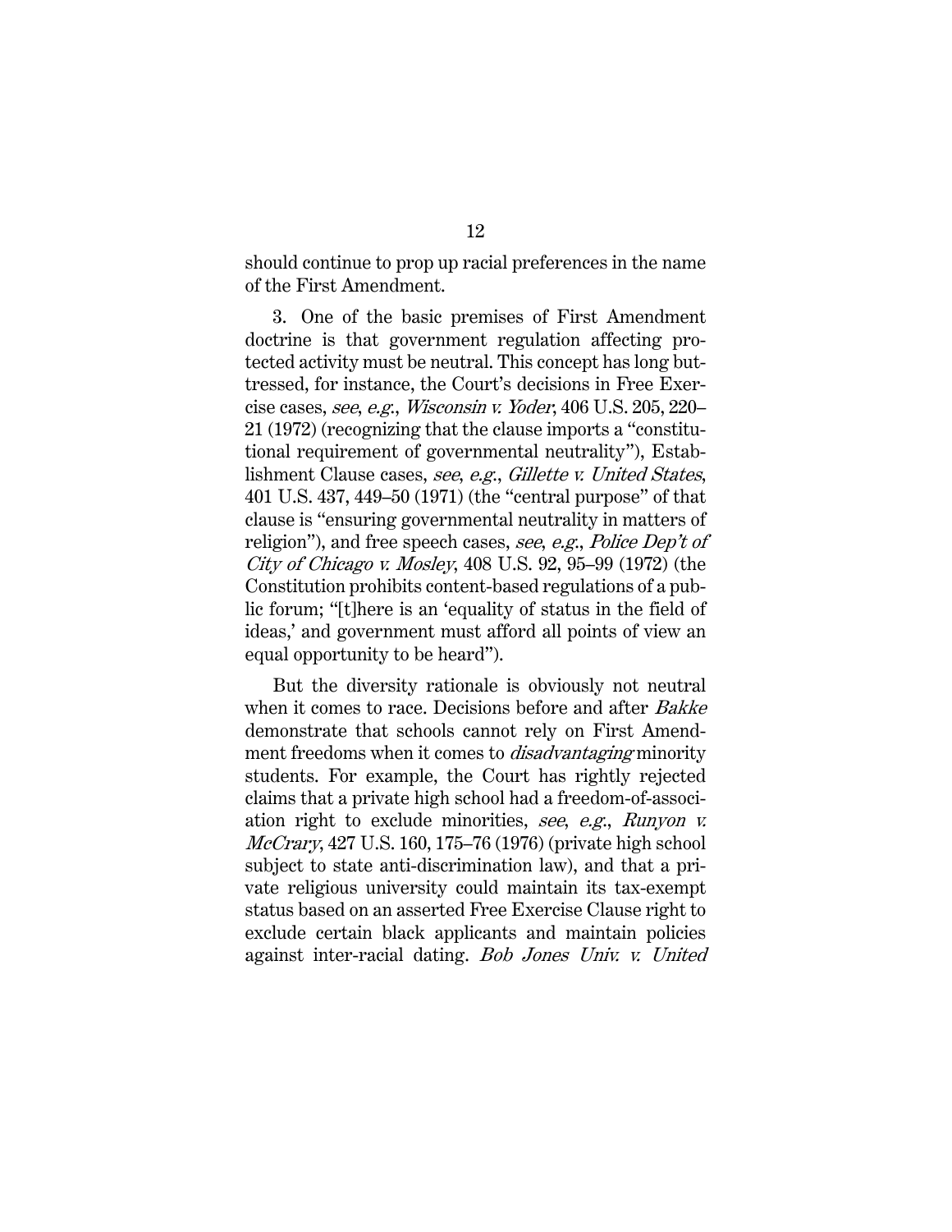should continue to prop up racial preferences in the name of the First Amendment.

3. One of the basic premises of First Amendment doctrine is that government regulation affecting protected activity must be neutral. This concept has long buttressed, for instance, the Court's decisions in Free Exercise cases, *see*, *e.g.*, *Wisconsin v. Yoder*, 406 U.S. 205, 220–21 (1972) (recognizing that the clause imports a "constitutional requirement of governmental neutrality"), Establishment Clause cases, *see*, *e.g.*, *Gillette v. United States*, 401 U.S. 437, 449–50 (1971) (the "central purpose" of that clause is "ensuring governmental neutrality in matters of religion"), and free speech cases, *see*, *e.g.*, *Police Dep't of City of Chicago v. Mosley*, 408 U.S. 92, 95–99 (1972) (the Constitution prohibits content-based regulations of a public forum; "[t]here is an 'equality of status in the field of ideas,' and government must afford all points of view an equal opportunity to be heard").

But the diversity rationale is obviously not neutral when it comes to race. Decisions before and after *Bakke* demonstrate that schools cannot rely on First Amendment freedoms when it comes to *disadvantaging* minority students. For example, the Court has rightly rejected claims that a private high school had a freedom-of-association right to exclude minorities, *see*, *e.g.*, *Runyon v. McCrary*, 427 U.S. 160, 175–76 (1976) (private high school subject to state anti-discrimination law), and that a private religious university could maintain its tax-exempt status based on an asserted Free Exercise Clause right to exclude certain black applicants and maintain policies against inter-racial dating. *Bob Jones Univ. v. United*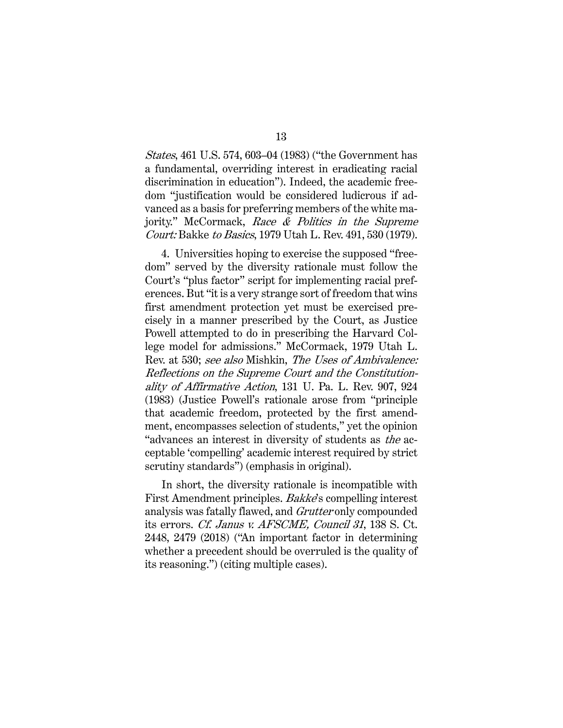*States*, 461 U.S. 574, 603–04 (1983) ("the Government has a fundamental, overriding interest in eradicating racial discrimination in education"). Indeed, the academic freedom "justification would be considered ludicrous if advanced as a basis for preferring members of the white majority." McCormack, *Race & Politics in the Supreme Court:* Bakke *to Basics*, 1979 Utah L. Rev. 491, 530 (1979).

4. Universities hoping to exercise the supposed "freedom" served by the diversity rationale must follow the Court's "plus factor" script for implementing racial preferences. But "it is a very strange sort of freedom that wins first amendment protection yet must be exercised precisely in a manner prescribed by the Court, as Justice Powell attempted to do in prescribing the Harvard College model for admissions." McCormack, 1979 Utah L. Rev. at 530; *see also* Mishkin, *The Uses of Ambivalence: Reflections on the Supreme Court and the Constitutionality of Affirmative Action*, 131 U. Pa. L. Rev. 907, 924 (1983) (Justice Powell's rationale arose from "principle that academic freedom, protected by the first amendment, encompasses selection of students," yet the opinion "advances an interest in diversity of students as *the* acceptable 'compelling' academic interest required by strict scrutiny standards") (emphasis in original).

In short, the diversity rationale is incompatible with First Amendment principles. *Bakke*'s compelling interest analysis was fatally flawed, and *Grutter* only compounded its errors. *Cf. Janus v. AFSCME, Council 31*, 138 S. Ct. 2448, 2479 (2018) ("An important factor in determining whether a precedent should be overruled is the quality of its reasoning.") (citing multiple cases).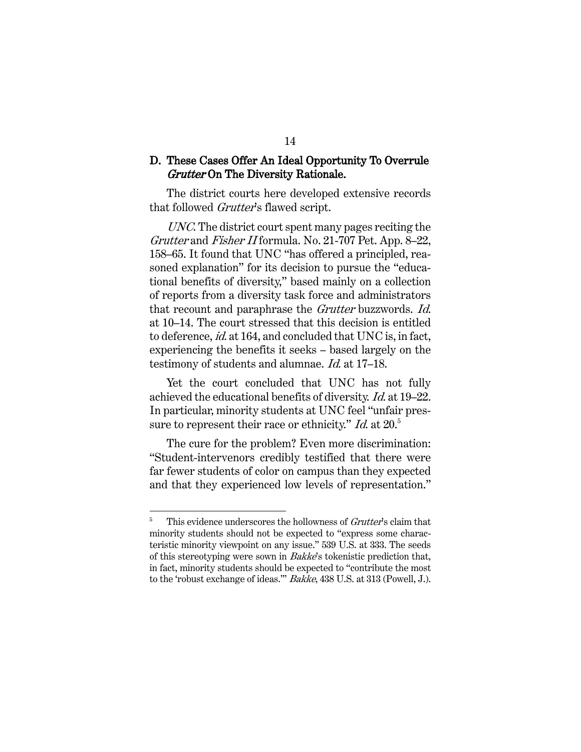### D. These Cases Offer An Ideal Opportunity To Overrule *Grutter* On The Diversity Rationale.

The district courts here developed extensive records that followed *Grutter*'s flawed script.

*UNC.* The district court spent many pages reciting the *Grutter* and *Fisher II* formula. No. 21-707 Pet. App. 8–22, 158–65. It found that UNC "has offered a principled, reasoned explanation" for its decision to pursue the "educational benefits of diversity," based mainly on a collection of reports from a diversity task force and administrators that recount and paraphrase the *Grutter* buzzwords. *Id.* at 10–14. The court stressed that this decision is entitled to deference, *id.* at 164, and concluded that UNC is, in fact, experiencing the benefits it seeks – based largely on the testimony of students and alumnae. *Id.* at 17–18.

Yet the court concluded that UNC has not fully achieved the educational benefits of diversity. *Id.* at 19–22. In particular, minority students at UNC feel "unfair pressure to represent their race or ethnicity." *Id.* at 20.[5]

The cure for the problem? Even more discrimination: "Student-intervenors credibly testified that there were far fewer students of color on campus than they expected and that they experienced low levels of representation."

---

[5] This evidence underscores the hollowness of *Grutter*'s claim that minority students should not be expected to "express some characteristic minority viewpoint on any issue." 539 U.S. at 333. The seeds of this stereotyping were sown in *Bakke*'s tokenistic prediction that, in fact, minority students should be expected to "contribute the most to the 'robust exchange of ideas.'" *Bakke*, 438 U.S. at 313 (Powell, J.).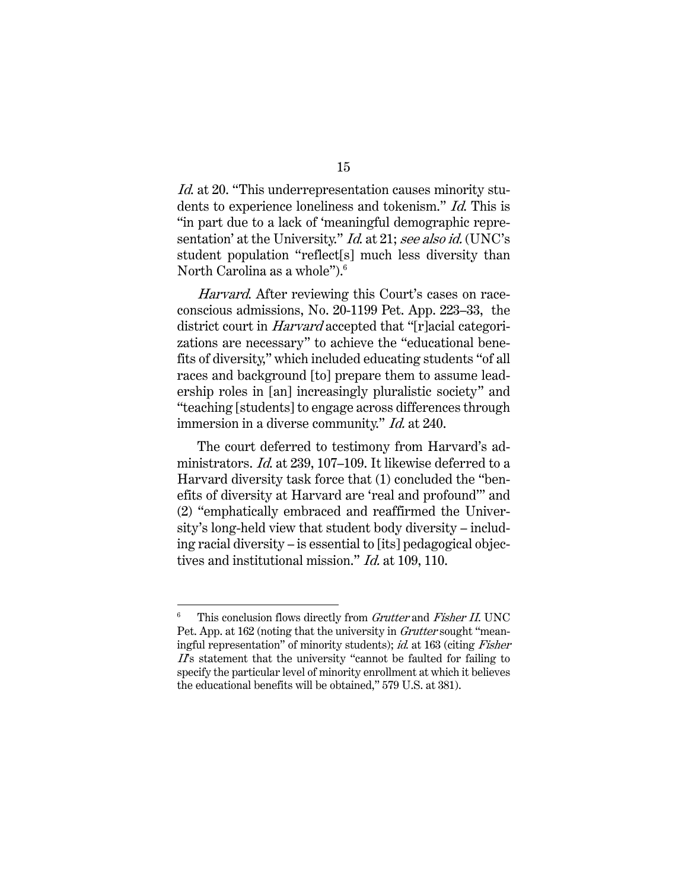*Id.* at 20. "This underrepresentation causes minority students to experience loneliness and tokenism." *Id.* This is "in part due to a lack of 'meaningful demographic representation' at the University." *Id.* at 21; *see also id.* (UNC's student population "reflect[s] much less diversity than North Carolina as a whole").[6]

*Harvard.* After reviewing this Court's cases on race-conscious admissions, No. 20-1199 Pet. App. 223–33, the district court in *Harvard* accepted that "[r]acial categorizations are necessary" to achieve the "educational benefits of diversity," which included educating students "of all races and background [to] prepare them to assume leadership roles in [an] increasingly pluralistic society" and "teaching [students] to engage across differences through immersion in a diverse community." *Id.* at 240.

The court deferred to testimony from Harvard's administrators. *Id.* at 239, 107–109. It likewise deferred to a Harvard diversity task force that (1) concluded the "benefits of diversity at Harvard are 'real and profound'" and (2) "emphatically embraced and reaffirmed the University's long-held view that student body diversity – including racial diversity – is essential to [its] pedagogical objectives and institutional mission." *Id.* at 109, 110.

---

[6] This conclusion flows directly from *Grutter* and *Fisher II*. UNC Pet. App. at 162 (noting that the university in *Grutter* sought "meaningful representation" of minority students); *id.* at 163 (citing *Fisher II*'s statement that the university "cannot be faulted for failing to specify the particular level of minority enrollment at which it believes the educational benefits will be obtained," 579 U.S. at 381).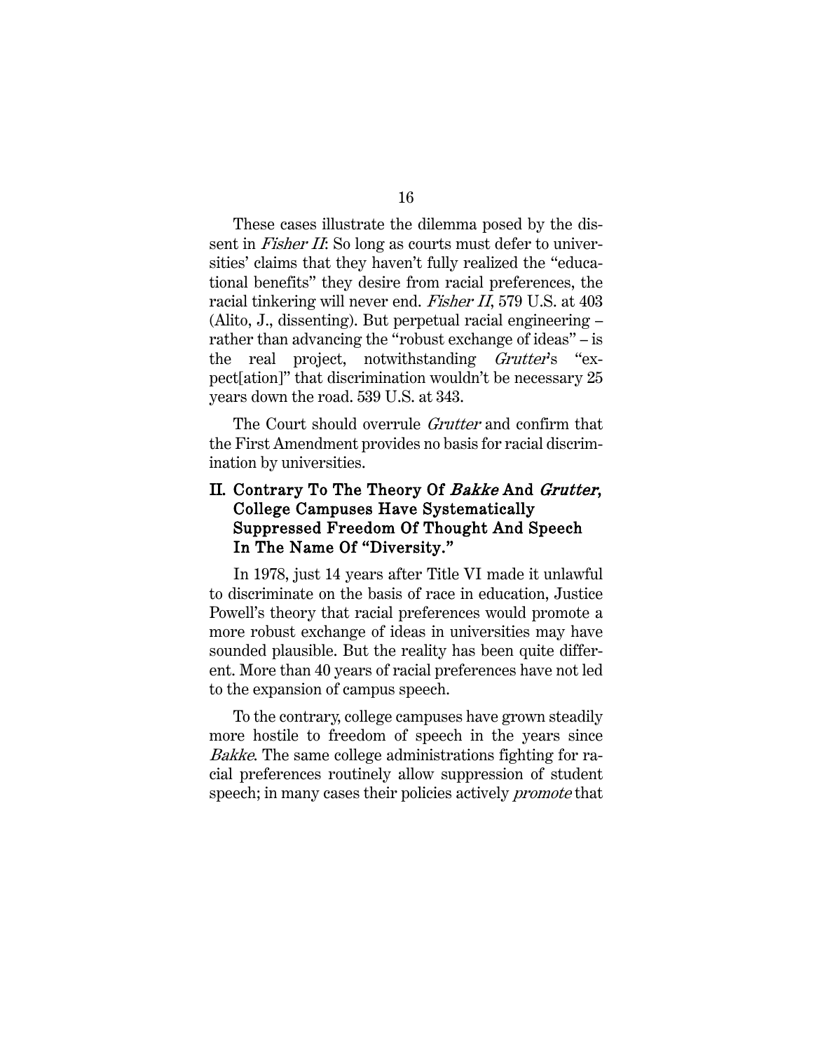These cases illustrate the dilemma posed by the dissent in *Fisher II*: So long as courts must defer to universities' claims that they haven't fully realized the "educational benefits" they desire from racial preferences, the racial tinkering will never end. *Fisher II*, 579 U.S. at 403 (Alito, J., dissenting). But perpetual racial engineering – rather than advancing the "robust exchange of ideas" – is the real project, notwithstanding *Grutter*'s "expect[ation]" that discrimination wouldn't be necessary 25 years down the road. 539 U.S. at 343.

The Court should overrule *Grutter* and confirm that the First Amendment provides no basis for racial discrimination by universities.

## II. Contrary To The Theory Of *Bakke* And *Grutter*, College Campuses Have Systematically Suppressed Freedom Of Thought And Speech In The Name Of "Diversity."

In 1978, just 14 years after Title VI made it unlawful to discriminate on the basis of race in education, Justice Powell's theory that racial preferences would promote a more robust exchange of ideas in universities may have sounded plausible. But the reality has been quite different. More than 40 years of racial preferences have not led to the expansion of campus speech.

To the contrary, college campuses have grown steadily more hostile to freedom of speech in the years since *Bakke*. The same college administrations fighting for racial preferences routinely allow suppression of student speech; in many cases their policies actively *promote* that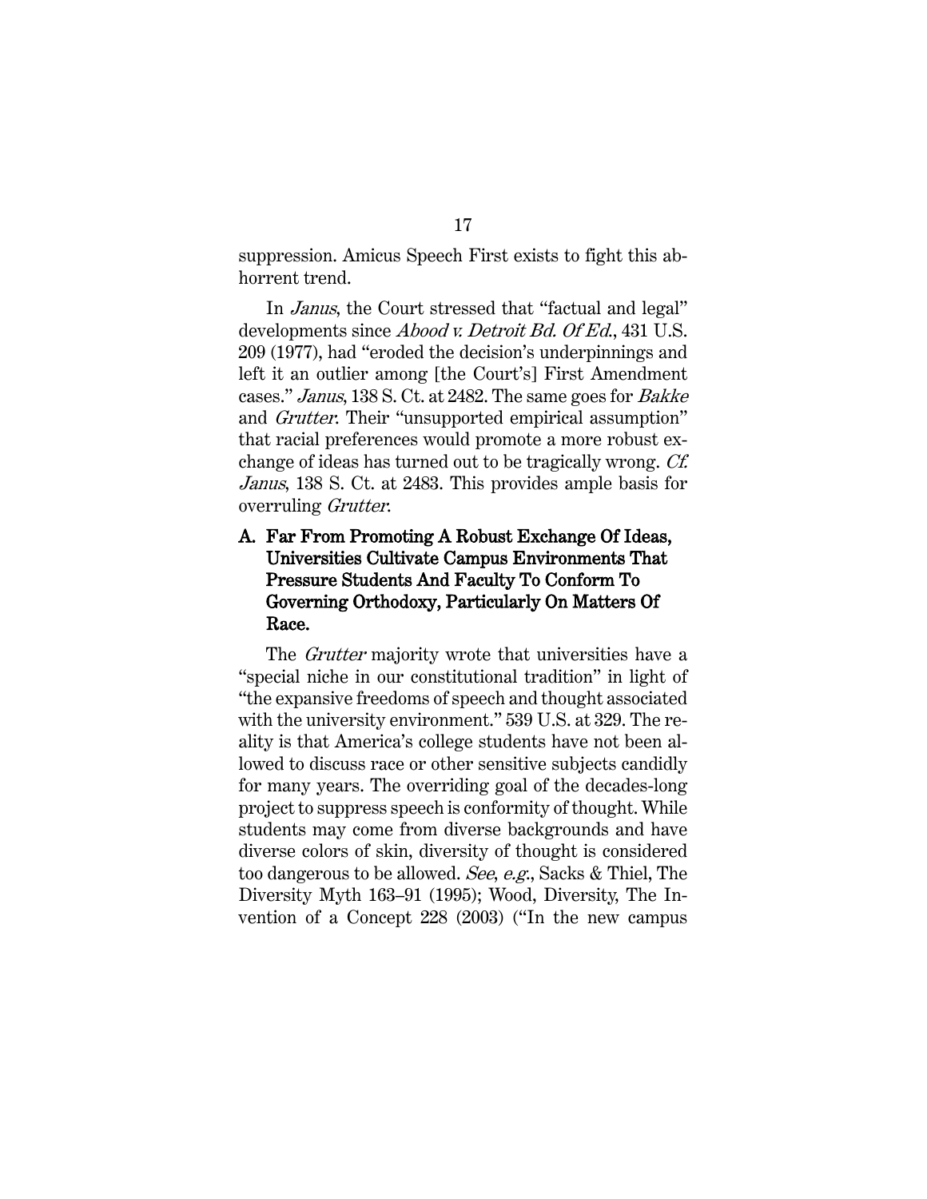suppression. Amicus Speech First exists to fight this abhorrent trend.

In *Janus*, the Court stressed that "factual and legal" developments since *Abood v. Detroit Bd. Of Ed.*, 431 U.S. 209 (1977), had "eroded the decision's underpinnings and left it an outlier among [the Court's] First Amendment cases." *Janus*, 138 S. Ct. at 2482. The same goes for *Bakke* and *Grutter*. Their "unsupported empirical assumption" that racial preferences would promote a more robust exchange of ideas has turned out to be tragically wrong. *Cf. Janus*, 138 S. Ct. at 2483. This provides ample basis for overruling *Grutter*.

### A. Far From Promoting A Robust Exchange Of Ideas, Universities Cultivate Campus Environments That Pressure Students And Faculty To Conform To Governing Orthodoxy, Particularly On Matters Of Race.

The *Grutter* majority wrote that universities have a "special niche in our constitutional tradition" in light of "the expansive freedoms of speech and thought associated with the university environment." 539 U.S. at 329. The reality is that America's college students have not been allowed to discuss race or other sensitive subjects candidly for many years. The overriding goal of the decades-long project to suppress speech is conformity of thought. While students may come from diverse backgrounds and have diverse colors of skin, diversity of thought is considered too dangerous to be allowed. *See, e.g.*, Sacks & Thiel, The Diversity Myth 163–91 (1995); Wood, Diversity, The Invention of a Concept 228 (2003) ("In the new campus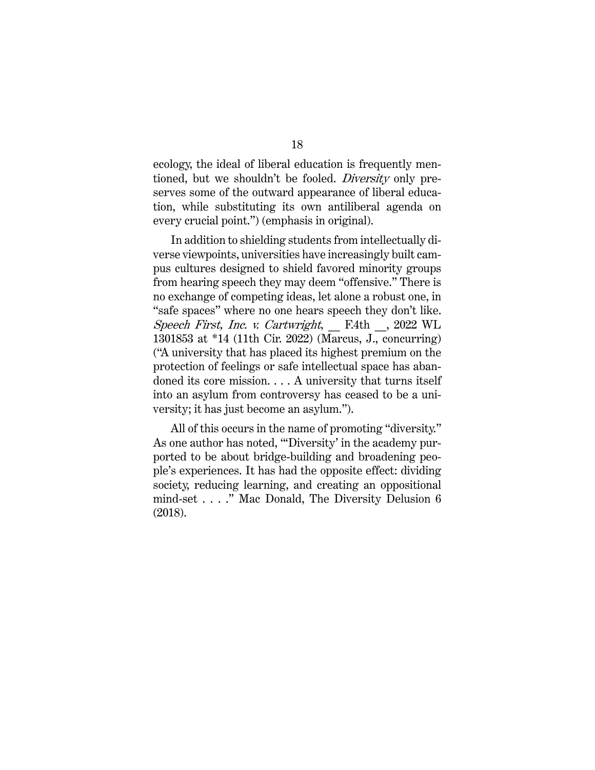ecology, the ideal of liberal education is frequently mentioned, but we shouldn't be fooled. *Diversity* only preserves some of the outward appearance of liberal education, while substituting its own antiliberal agenda on every crucial point.") (emphasis in original).

In addition to shielding students from intellectually diverse viewpoints, universities have increasingly built campus cultures designed to shield favored minority groups from hearing speech they may deem "offensive." There is no exchange of competing ideas, let alone a robust one, in "safe spaces" where no one hears speech they don't like. *Speech First, Inc. v. Cartwright*, __ F.4th __, 2022 WL 1301853 at *14 (11th Cir. 2022) (Marcus, J., concurring) ("A university that has placed its highest premium on the protection of feelings or safe intellectual space has abandoned its core mission. . . . A university that turns itself into an asylum from controversy has ceased to be a university; it has just become an asylum.").

All of this occurs in the name of promoting "diversity." As one author has noted, "'Diversity' in the academy purported to be about bridge-building and broadening people's experiences. It has had the opposite effect: dividing society, reducing learning, and creating an oppositional mind-set . . . ." Mac Donald, The Diversity Delusion 6 (2018).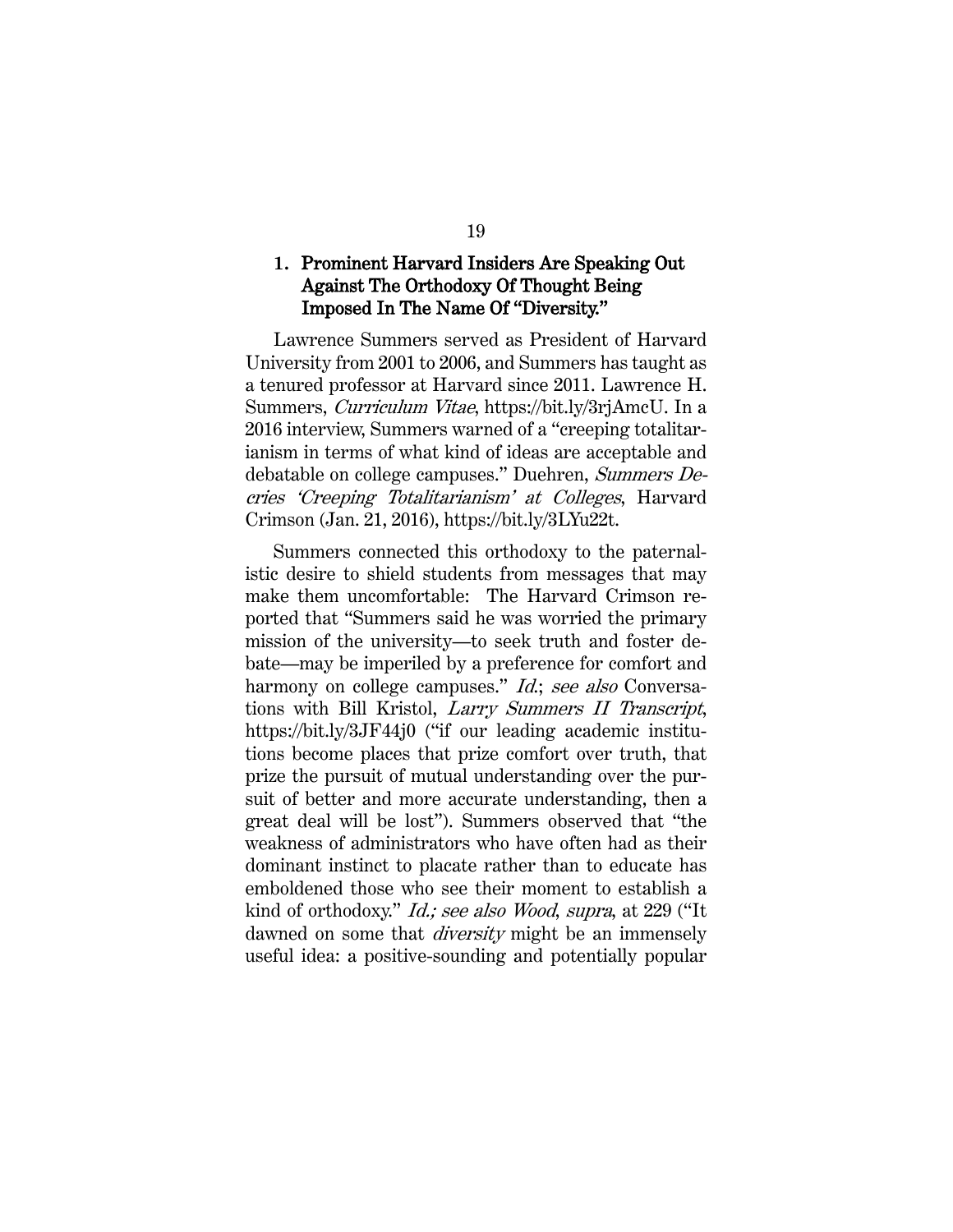### 1. Prominent Harvard Insiders Are Speaking Out Against The Orthodoxy Of Thought Being Imposed In The Name Of "Diversity."

Lawrence Summers served as President of Harvard University from 2001 to 2006, and Summers has taught as a tenured professor at Harvard since 2011. Lawrence H. Summers, *Curriculum Vitae*, https://bit.ly/3rjAmcU. In a 2016 interview, Summers warned of a "creeping totalitarianism in terms of what kind of ideas are acceptable and debatable on college campuses." Duehren, *Summers Decries 'Creeping Totalitarianism' at Colleges*, Harvard Crimson (Jan. 21, 2016), https://bit.ly/3LYu22t.

Summers connected this orthodoxy to the paternalistic desire to shield students from messages that may make them uncomfortable: The Harvard Crimson reported that "Summers said he was worried the primary mission of the university—to seek truth and foster debate—may be imperiled by a preference for comfort and harmony on college campuses." *Id.*; *see also* Conversations with Bill Kristol, *Larry Summers II Transcript*, https://bit.ly/3JF44j0 ("if our leading academic institutions become places that prize comfort over truth, that prize the pursuit of mutual understanding over the pursuit of better and more accurate understanding, then a great deal will be lost"). Summers observed that "the weakness of administrators who have often had as their dominant instinct to placate rather than to educate has emboldened those who see their moment to establish a kind of orthodoxy." *Id.; see also Wood*, *supra*, at 229 ("It dawned on some that *diversity* might be an immensely useful idea: a positive-sounding and potentially popular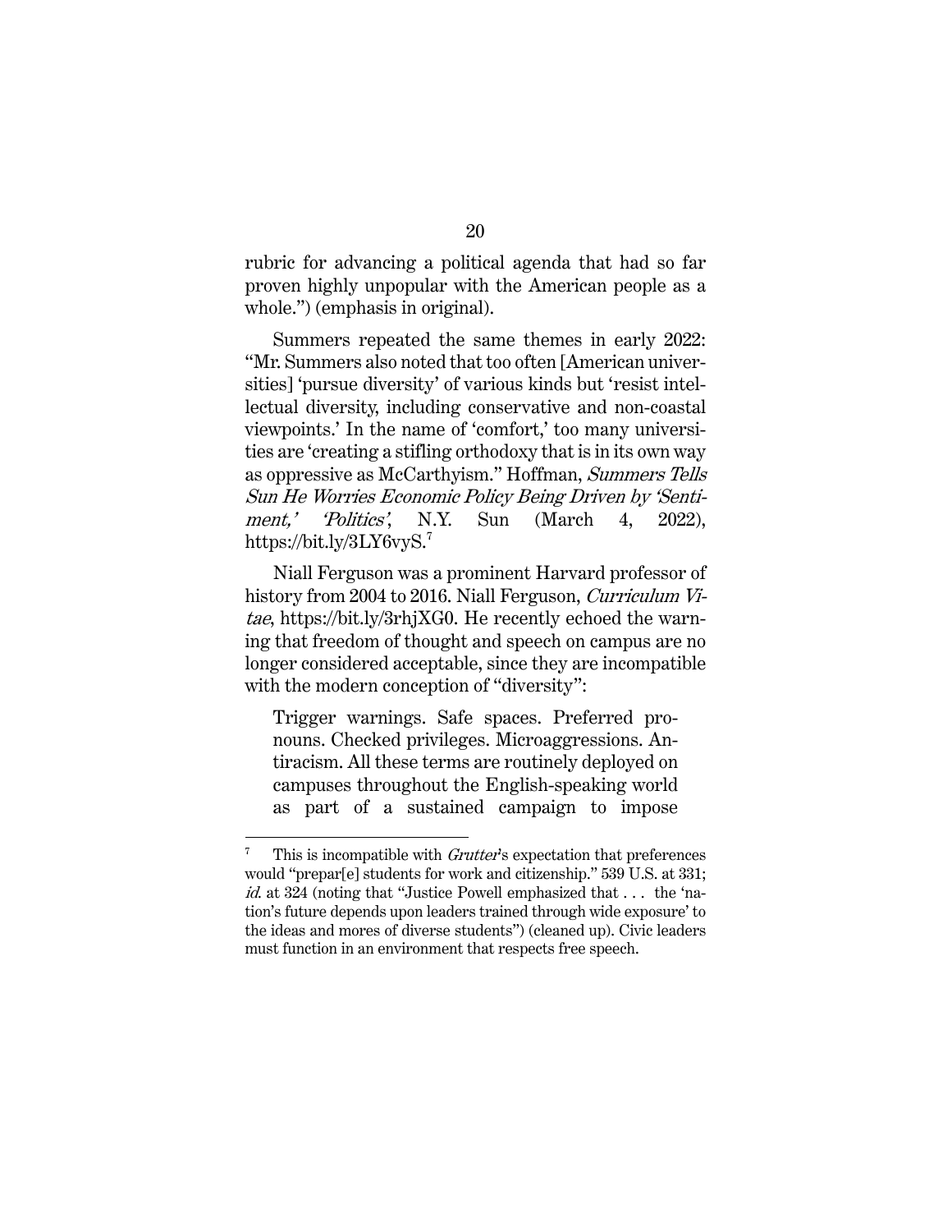rubric for advancing a political agenda that had so far proven highly unpopular with the American people as a whole.") (emphasis in original).

Summers repeated the same themes in early 2022: "Mr. Summers also noted that too often [American universities] 'pursue diversity' of various kinds but 'resist intellectual diversity, including conservative and non-coastal viewpoints.' In the name of 'comfort,' too many universities are 'creating a stifling orthodoxy that is in its own way as oppressive as McCarthyism." Hoffman, *Summers Tells Sun He Worries Economic Policy Being Driven by 'Sentiment,' 'Politics'*, N.Y. Sun (March 4, 2022), https://bit.ly/3LY6vyS.[7]

Niall Ferguson was a prominent Harvard professor of history from 2004 to 2016. Niall Ferguson, *Curriculum Vitae*, https://bit.ly/3rhjXG0. He recently echoed the warning that freedom of thought and speech on campus are no longer considered acceptable, since they are incompatible with the modern conception of "diversity":

> Trigger warnings. Safe spaces. Preferred pronouns. Checked privileges. Microaggressions. Antiracism. All these terms are routinely deployed on campuses throughout the English-speaking world as part of a sustained campaign to impose

---

[7] This is incompatible with *Grutter*'s expectation that preferences would "prepar[e] students for work and citizenship." 539 U.S. at 331; *id.* at 324 (noting that "Justice Powell emphasized that . . . the 'nation's future depends upon leaders trained through wide exposure' to the ideas and mores of diverse students") (cleaned up). Civic leaders must function in an environment that respects free speech.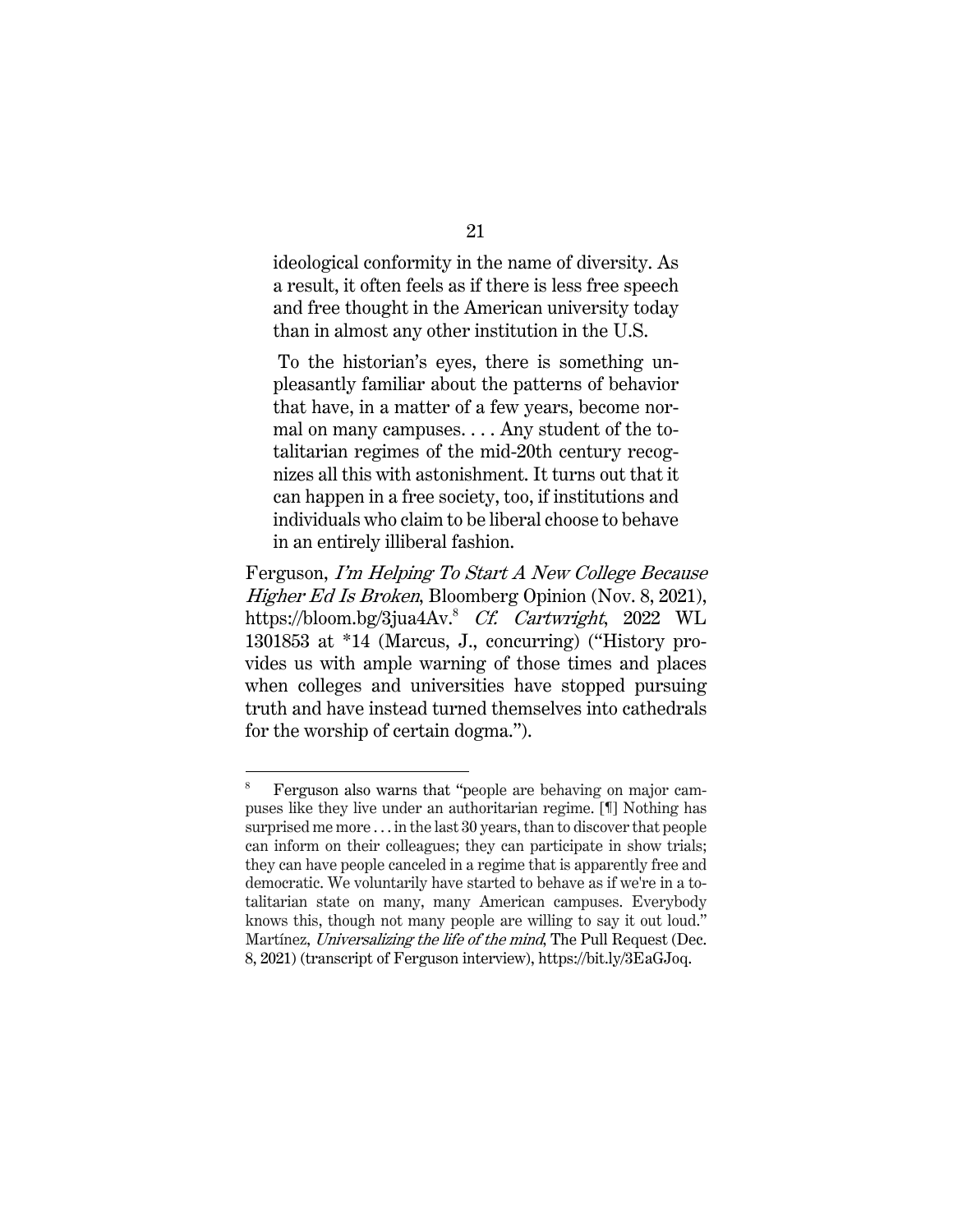> ideological conformity in the name of diversity. As a result, it often feels as if there is less free speech and free thought in the American university today than in almost any other institution in the U.S.
>
> To the historian's eyes, there is something unpleasantly familiar about the patterns of behavior that have, in a matter of a few years, become normal on many campuses. . . . Any student of the totalitarian regimes of the mid-20th century recognizes all this with astonishment. It turns out that it can happen in a free society, too, if institutions and individuals who claim to be liberal choose to behave in an entirely illiberal fashion.

Ferguson, *I'm Helping To Start A New College Because Higher Ed Is Broken*, Bloomberg Opinion (Nov. 8, 2021), https://bloom.bg/3jua4Av.[8] *Cf. Cartwright*, 2022 WL 1301853 at *14 (Marcus, J., concurring) ("History provides us with ample warning of those times and places when colleges and universities have stopped pursuing truth and have instead turned themselves into cathedrals for the worship of certain dogma.").

---

[8] Ferguson also warns that "people are behaving on major campuses like they live under an authoritarian regime. [¶] Nothing has surprised me more . . . in the last 30 years, than to discover that people can inform on their colleagues; they can participate in show trials; they can have people canceled in a regime that is apparently free and democratic. We voluntarily have started to behave as if we're in a totalitarian state on many, many American campuses. Everybody knows this, though not many people are willing to say it out loud." Martínez, *Universalizing the life of the mind*, The Pull Request (Dec. 8, 2021) (transcript of Ferguson interview), https://bit.ly/3EaGJoq.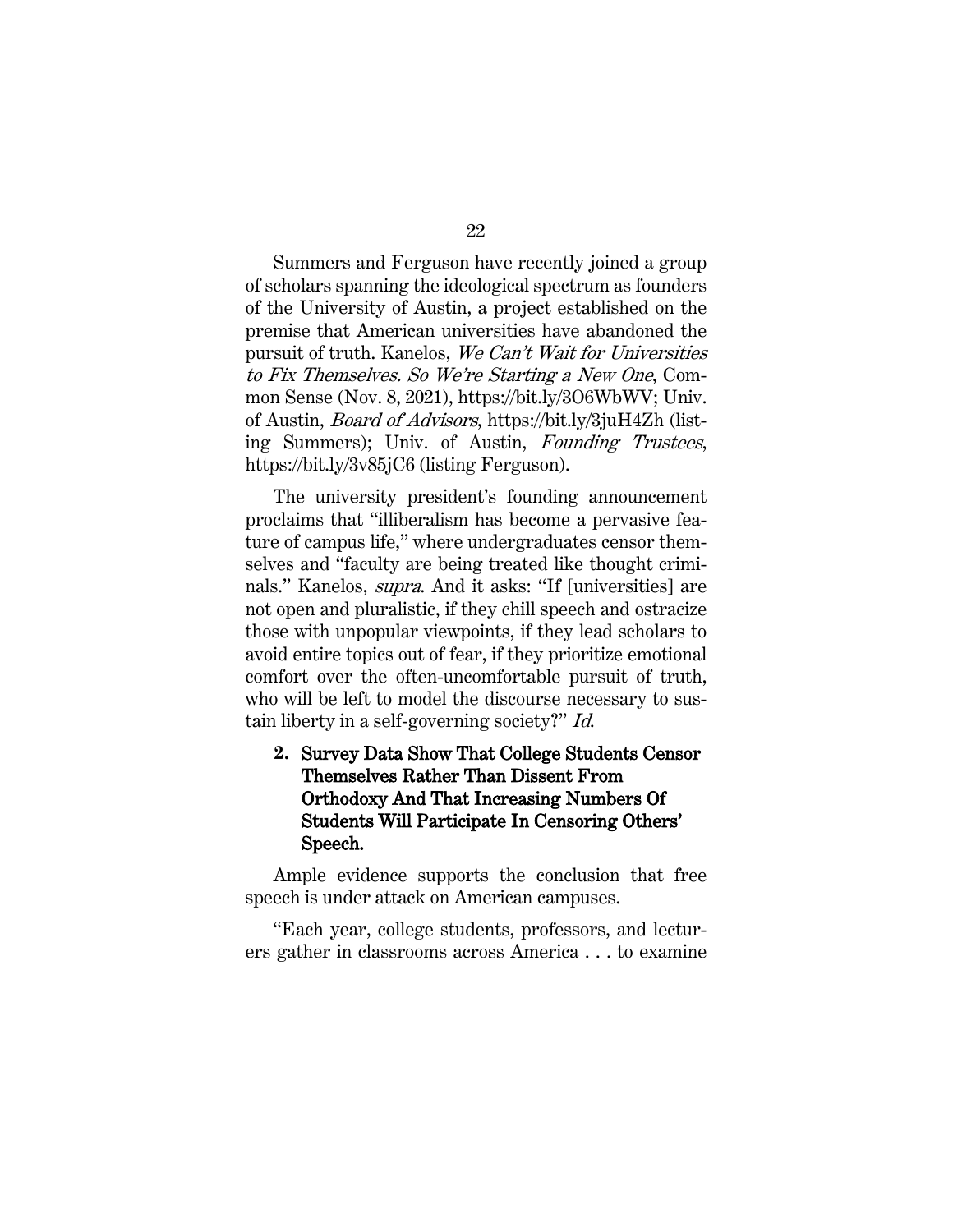Summers and Ferguson have recently joined a group of scholars spanning the ideological spectrum as founders of the University of Austin, a project established on the premise that American universities have abandoned the pursuit of truth. Kanelos, *We Can't Wait for Universities to Fix Themselves. So We're Starting a New One*, Common Sense (Nov. 8, 2021), https://bit.ly/3O6WbWV; Univ. of Austin, *Board of Advisors*, https://bit.ly/3juH4Zh (listing Summers); Univ. of Austin, *Founding Trustees*, https://bit.ly/3v85jC6 (listing Ferguson).

The university president's founding announcement proclaims that "illiberalism has become a pervasive feature of campus life," where undergraduates censor themselves and "faculty are being treated like thought criminals." Kanelos, *supra*. And it asks: "If [universities] are not open and pluralistic, if they chill speech and ostracize those with unpopular viewpoints, if they lead scholars to avoid entire topics out of fear, if they prioritize emotional comfort over the often-uncomfortable pursuit of truth, who will be left to model the discourse necessary to sustain liberty in a self-governing society?" *Id.*

### 2. Survey Data Show That College Students Censor Themselves Rather Than Dissent From Orthodoxy And That Increasing Numbers Of Students Will Participate In Censoring Others' Speech.

Ample evidence supports the conclusion that free speech is under attack on American campuses.

"Each year, college students, professors, and lecturers gather in classrooms across America . . . to examine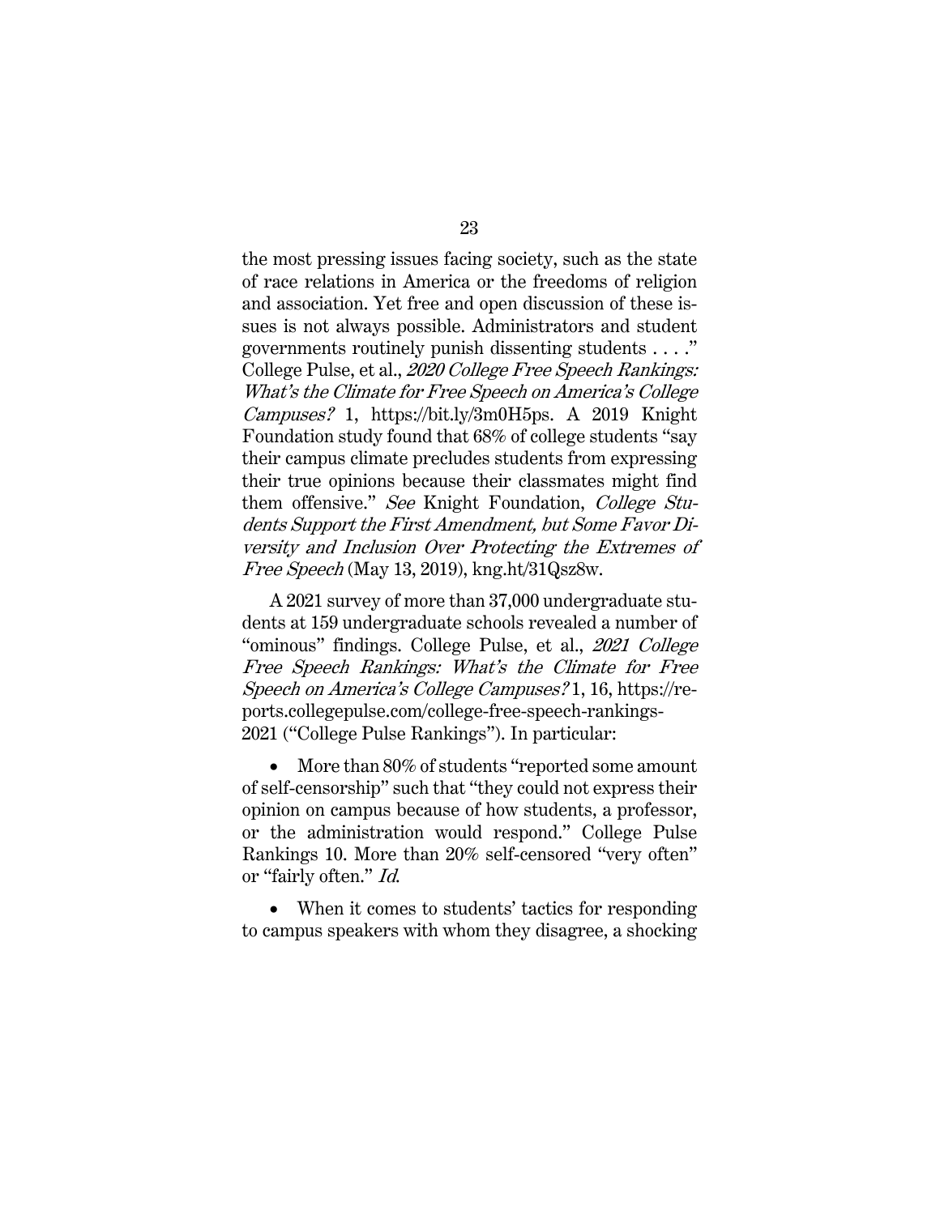the most pressing issues facing society, such as the state of race relations in America or the freedoms of religion and association. Yet free and open discussion of these issues is not always possible. Administrators and student governments routinely punish dissenting students . . . ." College Pulse, et al., *2020 College Free Speech Rankings: What's the Climate for Free Speech on America's College Campuses?* 1, https://bit.ly/3m0H5ps. A 2019 Knight Foundation study found that 68% of college students "say their campus climate precludes students from expressing their true opinions because their classmates might find them offensive." *See* Knight Foundation, *College Students Support the First Amendment, but Some Favor Diversity and Inclusion Over Protecting the Extremes of Free Speech* (May 13, 2019), kng.ht/31Qsz8w.

A 2021 survey of more than 37,000 undergraduate students at 159 undergraduate schools revealed a number of "ominous" findings. College Pulse, et al., *2021 College Free Speech Rankings: What's the Climate for Free Speech on America's College Campuses?* 1, 16, https://reports.collegepulse.com/college-free-speech-rankings-2021 ("College Pulse Rankings"). In particular:

- More than 80% of students "reported some amount of self-censorship" such that "they could not express their opinion on campus because of how students, a professor, or the administration would respond." College Pulse Rankings 10. More than 20% self-censored "very often" or "fairly often." *Id.*

- When it comes to students' tactics for responding to campus speakers with whom they disagree, a shocking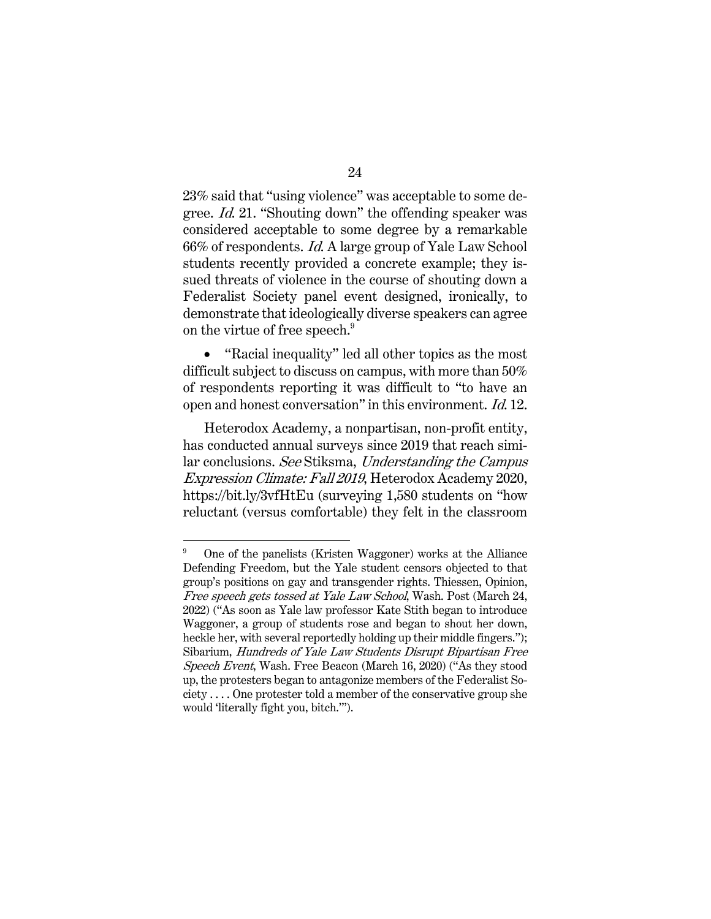23% said that "using violence" was acceptable to some degree. *Id.* 21. "Shouting down" the offending speaker was considered acceptable to some degree by a remarkable 66% of respondents. *Id.* A large group of Yale Law School students recently provided a concrete example; they issued threats of violence in the course of shouting down a Federalist Society panel event designed, ironically, to demonstrate that ideologically diverse speakers can agree on the virtue of free speech.[9]

- "Racial inequality" led all other topics as the most difficult subject to discuss on campus, with more than 50% of respondents reporting it was difficult to "to have an open and honest conversation" in this environment. *Id.* 12.

Heterodox Academy, a nonpartisan, non-profit entity, has conducted annual surveys since 2019 that reach similar conclusions. *See* Stiksma, *Understanding the Campus Expression Climate: Fall 2019*, Heterodox Academy 2020, https://bit.ly/3vfHtEu (surveying 1,580 students on "how reluctant (versus comfortable) they felt in the classroom

---

[9] One of the panelists (Kristen Waggoner) works at the Alliance Defending Freedom, but the Yale student censors objected to that group's positions on gay and transgender rights. Thiessen, Opinion, *Free speech gets tossed at Yale Law School*, Wash. Post (March 24, 2022) ("As soon as Yale law professor Kate Stith began to introduce Waggoner, a group of students rose and began to shout her down, heckle her, with several reportedly holding up their middle fingers."); Sibarium, *Hundreds of Yale Law Students Disrupt Bipartisan Free Speech Event*, Wash. Free Beacon (March 16, 2020) ("As they stood up, the protesters began to antagonize members of the Federalist Society . . . . One protester told a member of the conservative group she would 'literally fight you, bitch.'").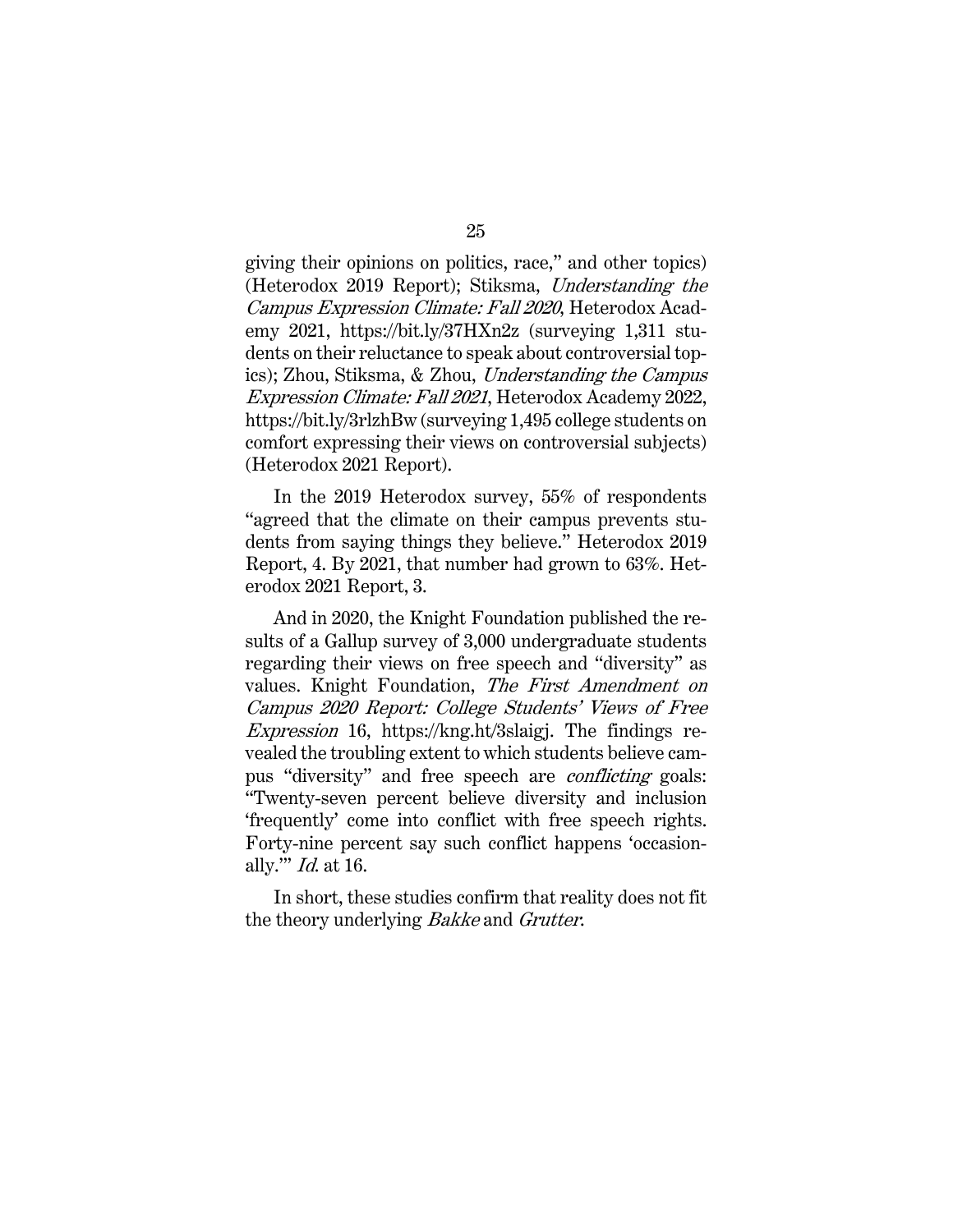giving their opinions on politics, race," and other topics) (Heterodox 2019 Report); Stiksma, *Understanding the Campus Expression Climate: Fall 2020*, Heterodox Academy 2021, https://bit.ly/37HXn2z (surveying 1,311 students on their reluctance to speak about controversial topics); Zhou, Stiksma, & Zhou, *Understanding the Campus Expression Climate: Fall 2021*, Heterodox Academy 2022, https://bit.ly/3rlzhBw (surveying 1,495 college students on comfort expressing their views on controversial subjects) (Heterodox 2021 Report).

In the 2019 Heterodox survey, 55% of respondents "agreed that the climate on their campus prevents students from saying things they believe." Heterodox 2019 Report, 4. By 2021, that number had grown to 63%. Heterodox 2021 Report, 3.

And in 2020, the Knight Foundation published the results of a Gallup survey of 3,000 undergraduate students regarding their views on free speech and "diversity" as values. Knight Foundation, *The First Amendment on Campus 2020 Report: College Students' Views of Free Expression* 16, https://kng.ht/3slaigj. The findings revealed the troubling extent to which students believe campus "diversity" and free speech are *conflicting* goals: "Twenty-seven percent believe diversity and inclusion 'frequently' come into conflict with free speech rights. Forty-nine percent say such conflict happens 'occasionally.'" *Id.* at 16.

In short, these studies confirm that reality does not fit the theory underlying *Bakke* and *Grutter*.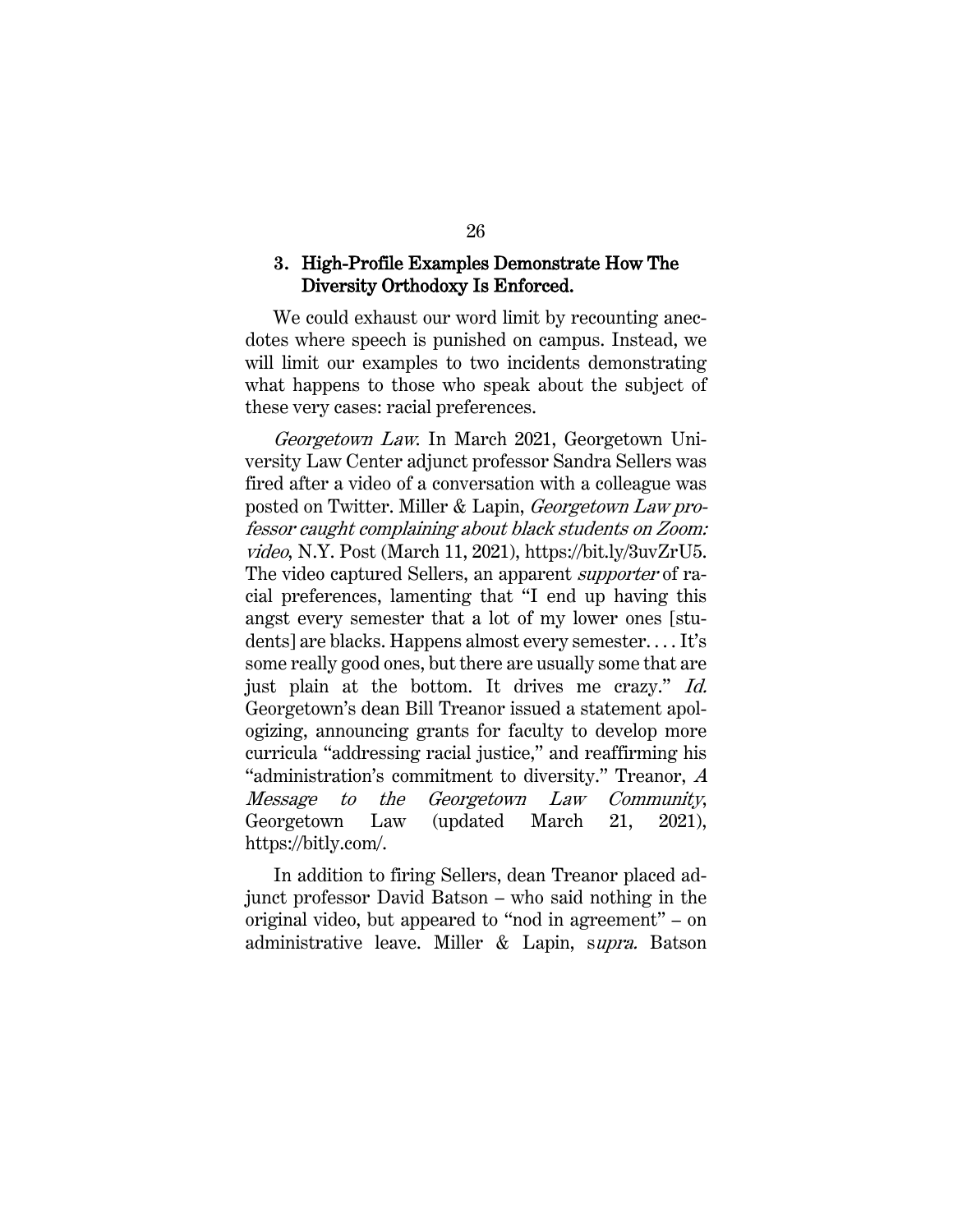### 3. High-Profile Examples Demonstrate How The Diversity Orthodoxy Is Enforced.

We could exhaust our word limit by recounting anecdotes where speech is punished on campus. Instead, we will limit our examples to two incidents demonstrating what happens to those who speak about the subject of these very cases: racial preferences.

*Georgetown Law*. In March 2021, Georgetown University Law Center adjunct professor Sandra Sellers was fired after a video of a conversation with a colleague was posted on Twitter. Miller & Lapin, *Georgetown Law professor caught complaining about black students on Zoom: video*, N.Y. Post (March 11, 2021), https://bit.ly/3uvZrU5. The video captured Sellers, an apparent *supporter* of racial preferences, lamenting that "I end up having this angst every semester that a lot of my lower ones [students] are blacks. Happens almost every semester. . . . It's some really good ones, but there are usually some that are just plain at the bottom. It drives me crazy." *Id.* Georgetown's dean Bill Treanor issued a statement apologizing, announcing grants for faculty to develop more curricula "addressing racial justice," and reaffirming his "administration's commitment to diversity." Treanor, *A Message to the Georgetown Law Community*, Georgetown Law (updated March 21, 2021), https://bitly.com/.

In addition to firing Sellers, dean Treanor placed adjunct professor David Batson – who said nothing in the original video, but appeared to "nod in agreement" – on administrative leave. Miller & Lapin, s*upra.* Batson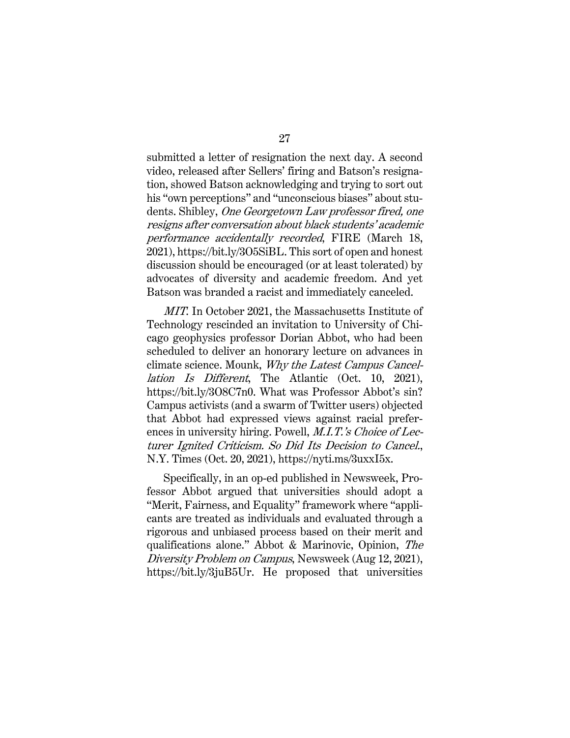submitted a letter of resignation the next day. A second video, released after Sellers' firing and Batson's resignation, showed Batson acknowledging and trying to sort out his "own perceptions" and "unconscious biases" about students. Shibley, *One Georgetown Law professor fired, one resigns after conversation about black students' academic performance accidentally recorded*, FIRE (March 18, 2021), https://bit.ly/3O5SiBL. This sort of open and honest discussion should be encouraged (or at least tolerated) by advocates of diversity and academic freedom. And yet Batson was branded a racist and immediately canceled.

*MIT*. In October 2021, the Massachusetts Institute of Technology rescinded an invitation to University of Chicago geophysics professor Dorian Abbot, who had been scheduled to deliver an honorary lecture on advances in climate science. Mounk, *Why the Latest Campus Cancellation Is Different*, The Atlantic (Oct. 10, 2021), https://bit.ly/3O8C7n0. What was Professor Abbot's sin? Campus activists (and a swarm of Twitter users) objected that Abbot had expressed views against racial preferences in university hiring. Powell, *M.I.T.'s Choice of Lecturer Ignited Criticism. So Did Its Decision to Cancel.*, N.Y. Times (Oct. 20, 2021), https://nyti.ms/3uxxI5x.

Specifically, in an op-ed published in Newsweek, Professor Abbot argued that universities should adopt a "Merit, Fairness, and Equality" framework where "applicants are treated as individuals and evaluated through a rigorous and unbiased process based on their merit and qualifications alone." Abbot & Marinovic, Opinion, *The Diversity Problem on Campus*, Newsweek (Aug 12, 2021), https://bit.ly/3juB5Ur. He proposed that universities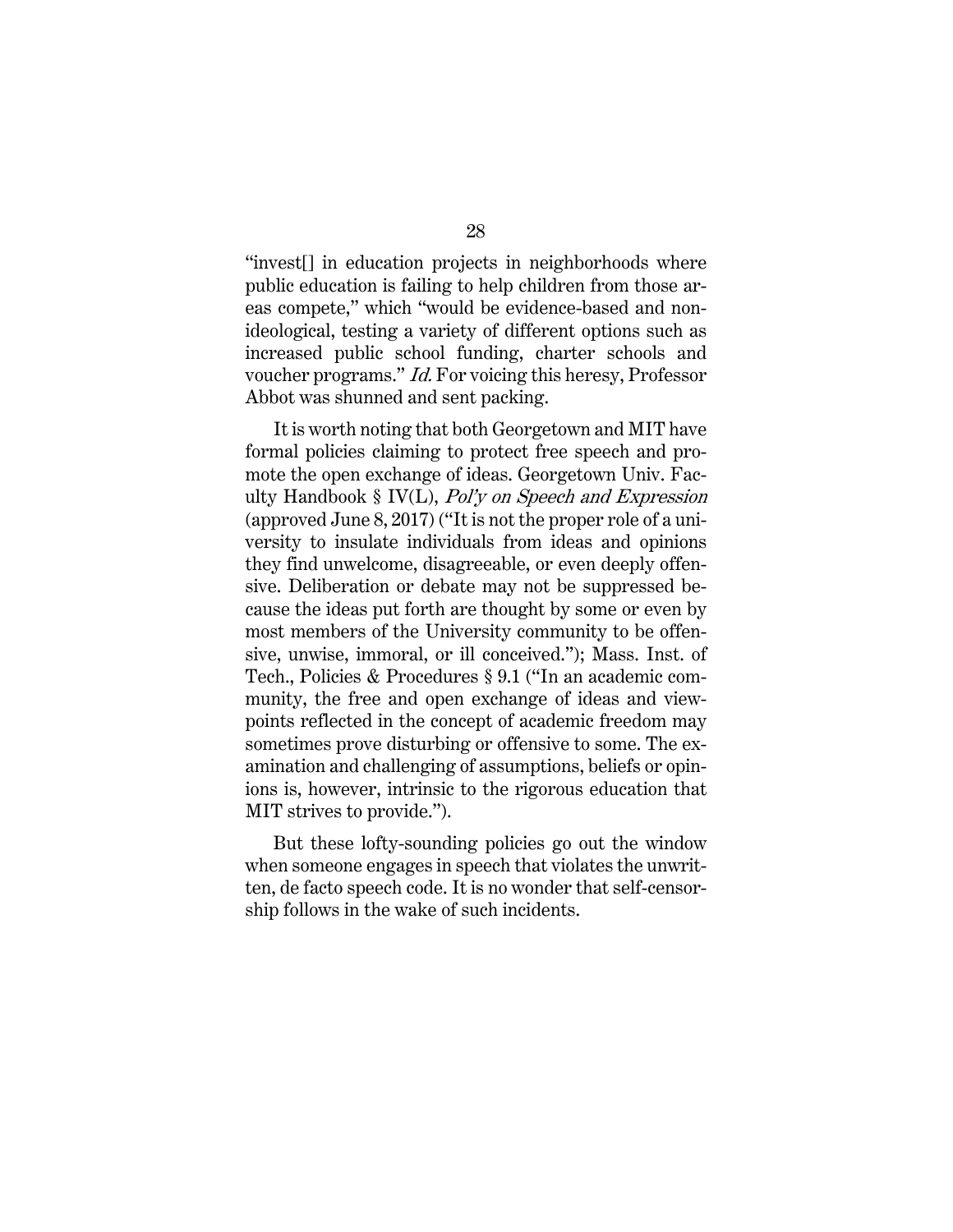"invest[] in education projects in neighborhoods where public education is failing to help children from those areas compete," which "would be evidence-based and non-ideological, testing a variety of different options such as increased public school funding, charter schools and voucher programs." *Id.* For voicing this heresy, Professor Abbot was shunned and sent packing.

It is worth noting that both Georgetown and MIT have formal policies claiming to protect free speech and promote the open exchange of ideas. Georgetown Univ. Faculty Handbook § IV(L), *Pol'y on Speech and Expression* (approved June 8, 2017) ("It is not the proper role of a university to insulate individuals from ideas and opinions they find unwelcome, disagreeable, or even deeply offensive. Deliberation or debate may not be suppressed because the ideas put forth are thought by some or even by most members of the University community to be offensive, unwise, immoral, or ill conceived."); Mass. Inst. of Tech., Policies & Procedures § 9.1 ("In an academic community, the free and open exchange of ideas and viewpoints reflected in the concept of academic freedom may sometimes prove disturbing or offensive to some. The examination and challenging of assumptions, beliefs or opinions is, however, intrinsic to the rigorous education that MIT strives to provide.").

But these lofty-sounding policies go out the window when someone engages in speech that violates the unwritten, de facto speech code. It is no wonder that self-censorship follows in the wake of such incidents.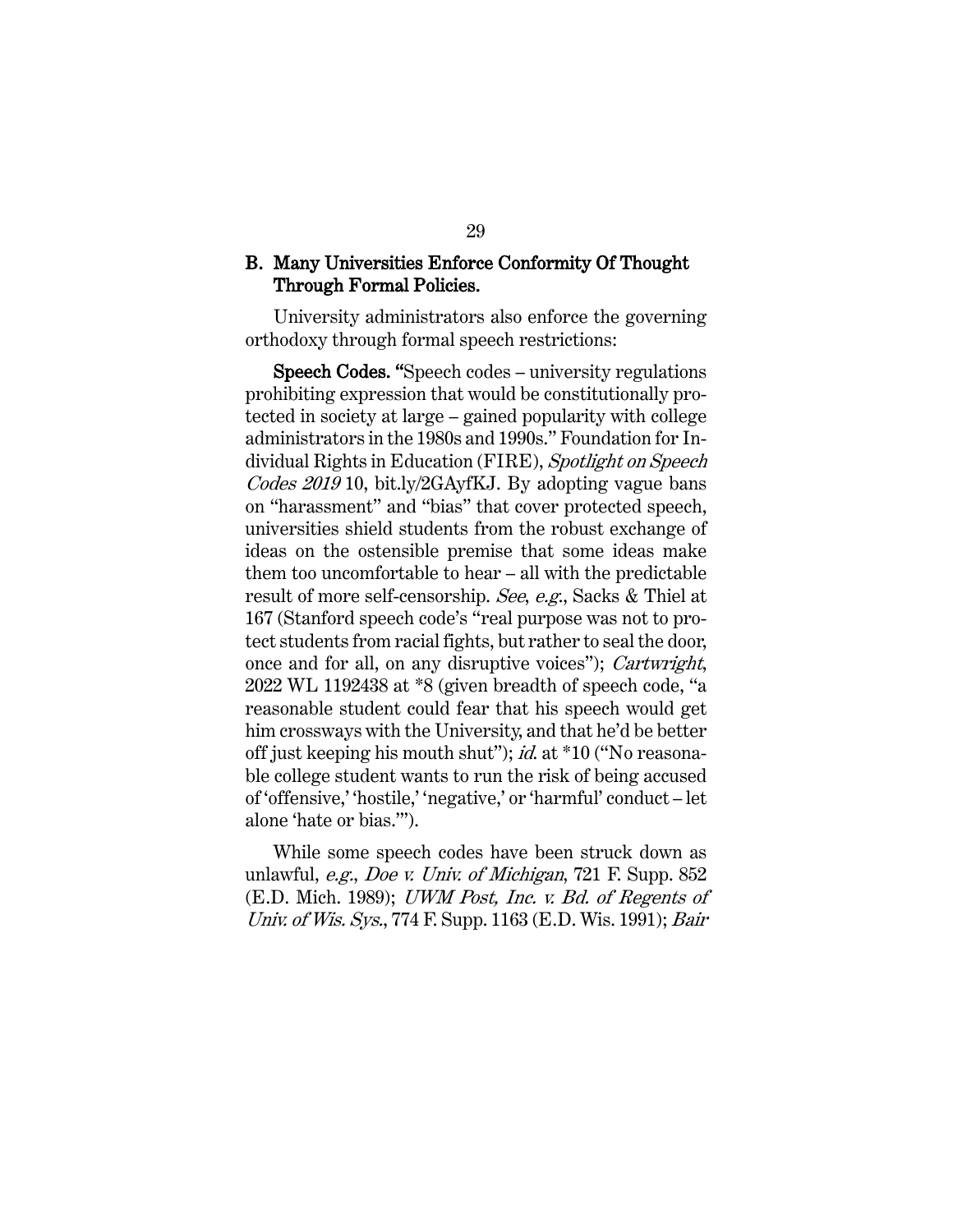### B. Many Universities Enforce Conformity Of Thought Through Formal Policies.

University administrators also enforce the governing orthodoxy through formal speech restrictions:

**Speech Codes.** "Speech codes – university regulations prohibiting expression that would be constitutionally protected in society at large – gained popularity with college administrators in the 1980s and 1990s." Foundation for Individual Rights in Education (FIRE), *Spotlight on Speech Codes 2019* 10, bit.ly/2GAyfKJ. By adopting vague bans on "harassment" and "bias" that cover protected speech, universities shield students from the robust exchange of ideas on the ostensible premise that some ideas make them too uncomfortable to hear – all with the predictable result of more self-censorship. *See*, *e.g.*, Sacks & Thiel at 167 (Stanford speech code's "real purpose was not to protect students from racial fights, but rather to seal the door, once and for all, on any disruptive voices"); *Cartwright*, 2022 WL 1192438 at *8 (given breadth of speech code, "a reasonable student could fear that his speech would get him crossways with the University, and that he'd be better off just keeping his mouth shut"); *id.* at *10 ("No reasonable college student wants to run the risk of being accused of 'offensive,' 'hostile,' 'negative,' or 'harmful' conduct – let alone 'hate or bias.'").

While some speech codes have been struck down as unlawful, *e.g.*, *Doe v. Univ. of Michigan*, 721 F. Supp. 852 (E.D. Mich. 1989); *UWM Post, Inc. v. Bd. of Regents of Univ. of Wis. Sys.*, 774 F. Supp. 1163 (E.D. Wis. 1991); *Bair*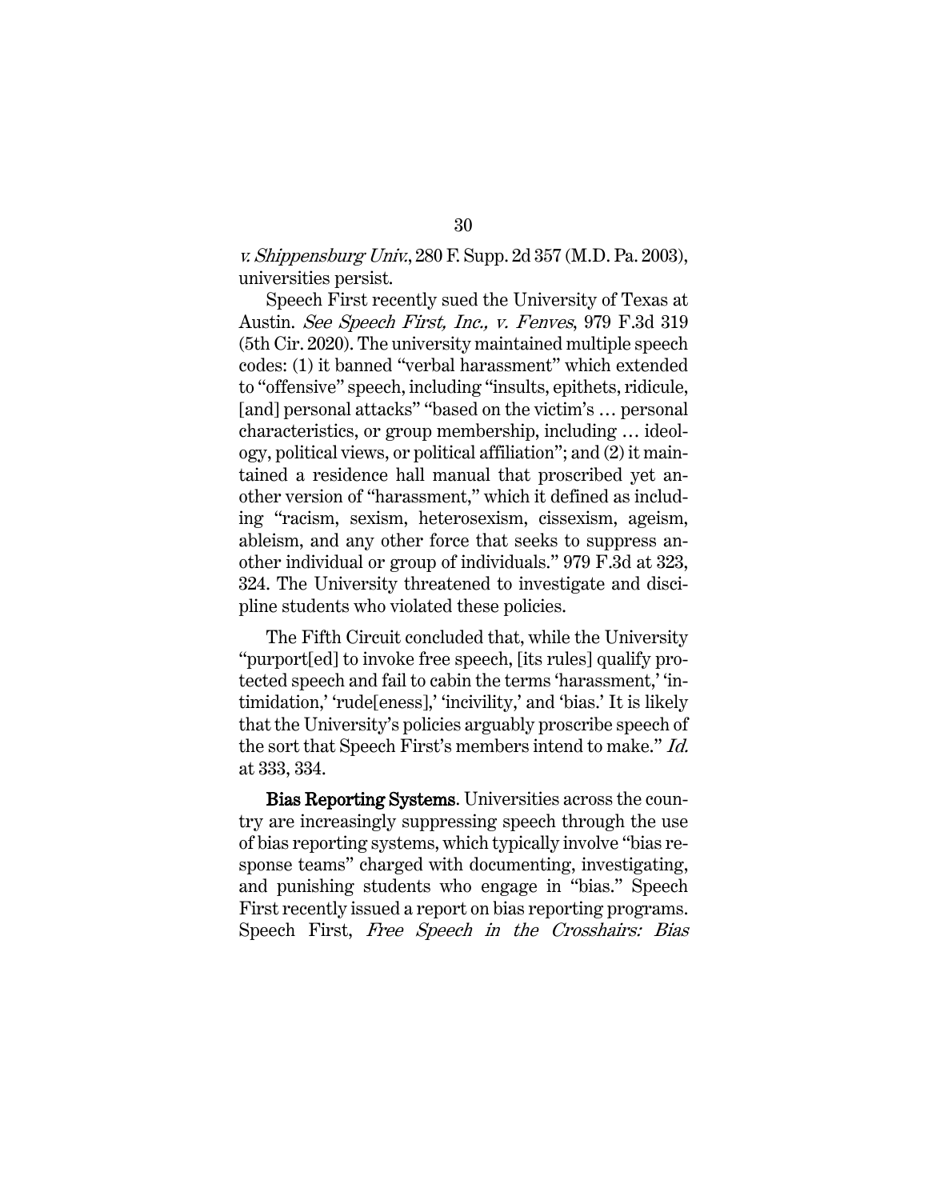*v. Shippensburg Univ.*, 280 F. Supp. 2d 357 (M.D. Pa. 2003), universities persist.

Speech First recently sued the University of Texas at Austin. *See Speech First, Inc., v. Fenves*, 979 F.3d 319 (5th Cir. 2020). The university maintained multiple speech codes: (1) it banned "verbal harassment" which extended to "offensive" speech, including "insults, epithets, ridicule, [and] personal attacks" "based on the victim's … personal characteristics, or group membership, including … ideology, political views, or political affiliation"; and (2) it maintained a residence hall manual that proscribed yet another version of "harassment," which it defined as including "racism, sexism, heterosexism, cissexism, ageism, ableism, and any other force that seeks to suppress another individual or group of individuals." 979 F.3d at 323, 324. The University threatened to investigate and discipline students who violated these policies.

The Fifth Circuit concluded that, while the University "purport[ed] to invoke free speech, [its rules] qualify protected speech and fail to cabin the terms 'harassment,' 'intimidation,' 'rude[eness],' 'incivility,' and 'bias.' It is likely that the University's policies arguably proscribe speech of the sort that Speech First's members intend to make." *Id.* at 333, 334.

**Bias Reporting Systems**. Universities across the country are increasingly suppressing speech through the use of bias reporting systems, which typically involve "bias response teams" charged with documenting, investigating, and punishing students who engage in "bias." Speech First recently issued a report on bias reporting programs. Speech First, *Free Speech in the Crosshairs: Bias*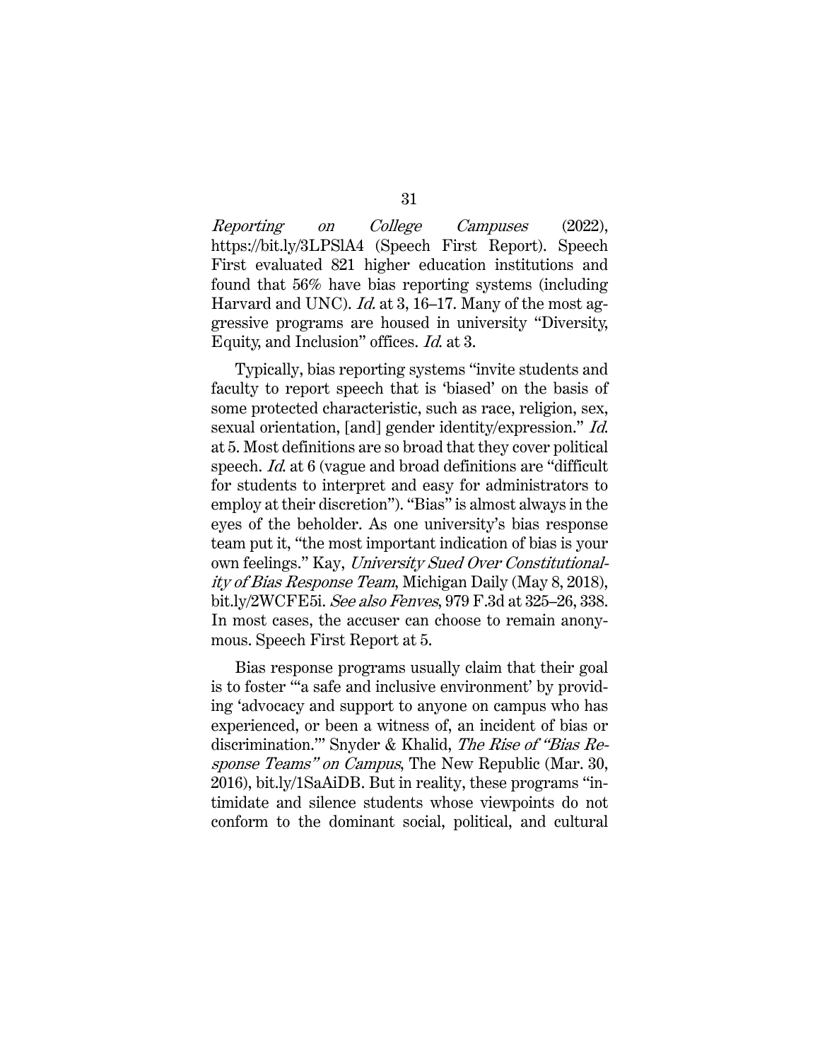*Reporting on College Campuses* (2022), https://bit.ly/3LPSlA4 (Speech First Report). Speech First evaluated 821 higher education institutions and found that 56% have bias reporting systems (including Harvard and UNC). *Id.* at 3, 16–17. Many of the most aggressive programs are housed in university "Diversity, Equity, and Inclusion" offices. *Id.* at 3.

Typically, bias reporting systems "invite students and faculty to report speech that is 'biased' on the basis of some protected characteristic, such as race, religion, sex, sexual orientation, [and] gender identity/expression." *Id.* at 5. Most definitions are so broad that they cover political speech. *Id.* at 6 (vague and broad definitions are "difficult for students to interpret and easy for administrators to employ at their discretion"). "Bias" is almost always in the eyes of the beholder. As one university's bias response team put it, "the most important indication of bias is your own feelings." Kay, *University Sued Over Constitutionality of Bias Response Team*, Michigan Daily (May 8, 2018), bit.ly/2WCFE5i. *See also Fenves*, 979 F.3d at 325–26, 338. In most cases, the accuser can choose to remain anonymous. Speech First Report at 5.

Bias response programs usually claim that their goal is to foster "'a safe and inclusive environment' by providing 'advocacy and support to anyone on campus who has experienced, or been a witness of, an incident of bias or discrimination.'" Snyder & Khalid, *The Rise of "Bias Response Teams" on Campus*, The New Republic (Mar. 30, 2016), bit.ly/1SaAiDB. But in reality, these programs "intimidate and silence students whose viewpoints do not conform to the dominant social, political, and cultural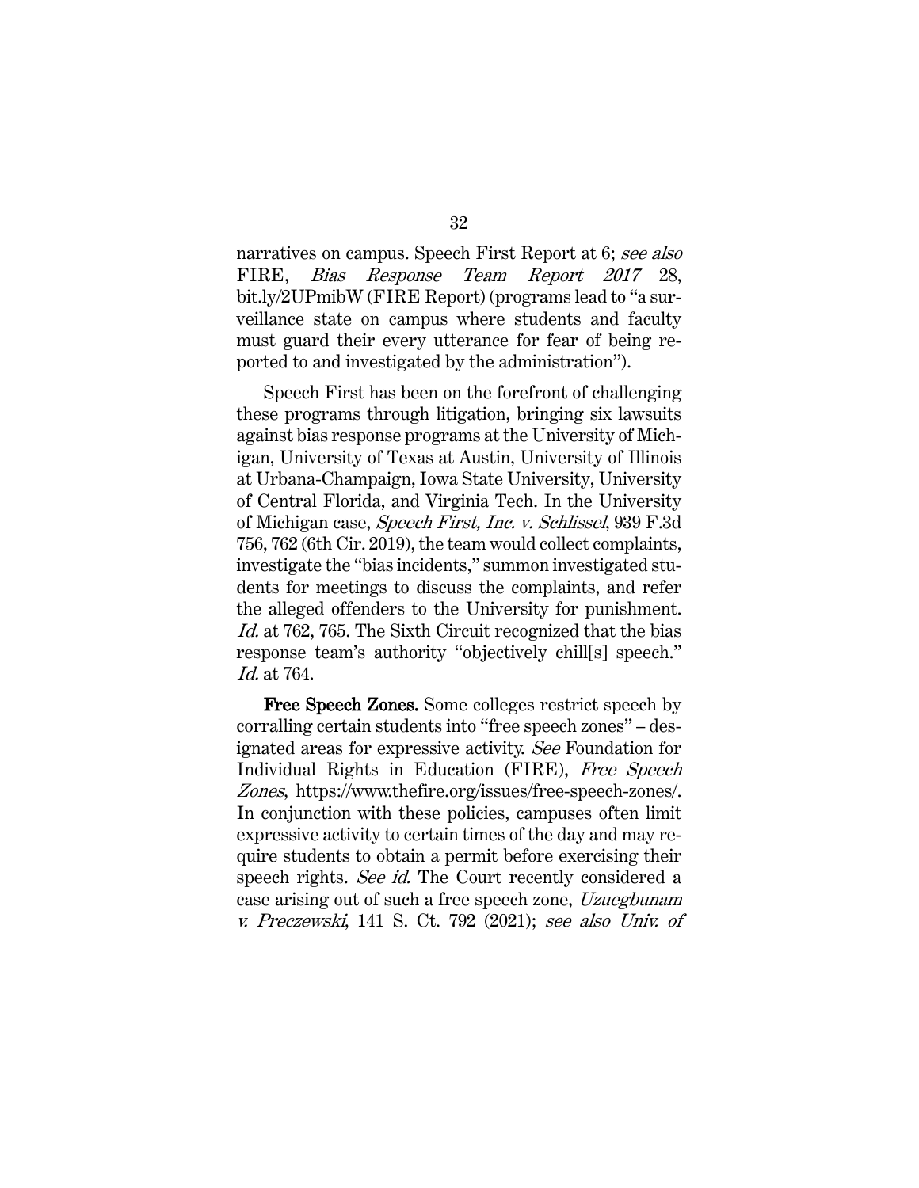narratives on campus. Speech First Report at 6; *see also* FIRE, *Bias Response Team Report 2017* 28, bit.ly/2UPmibW (FIRE Report) (programs lead to "a surveillance state on campus where students and faculty must guard their every utterance for fear of being reported to and investigated by the administration").

Speech First has been on the forefront of challenging these programs through litigation, bringing six lawsuits against bias response programs at the University of Michigan, University of Texas at Austin, University of Illinois at Urbana-Champaign, Iowa State University, University of Central Florida, and Virginia Tech. In the University of Michigan case, *Speech First, Inc. v. Schlissel*, 939 F.3d 756, 762 (6th Cir. 2019), the team would collect complaints, investigate the "bias incidents," summon investigated students for meetings to discuss the complaints, and refer the alleged offenders to the University for punishment. *Id.* at 762, 765. The Sixth Circuit recognized that the bias response team's authority "objectively chill[s] speech." *Id.* at 764.

**Free Speech Zones.** Some colleges restrict speech by corralling certain students into "free speech zones" – designated areas for expressive activity. *See* Foundation for Individual Rights in Education (FIRE), *Free Speech Zones*, https://www.thefire.org/issues/free-speech-zones/. In conjunction with these policies, campuses often limit expressive activity to certain times of the day and may require students to obtain a permit before exercising their speech rights. *See id.* The Court recently considered a case arising out of such a free speech zone, *Uzuegbunam v. Preczewski*, 141 S. Ct. 792 (2021); *see also Univ. of*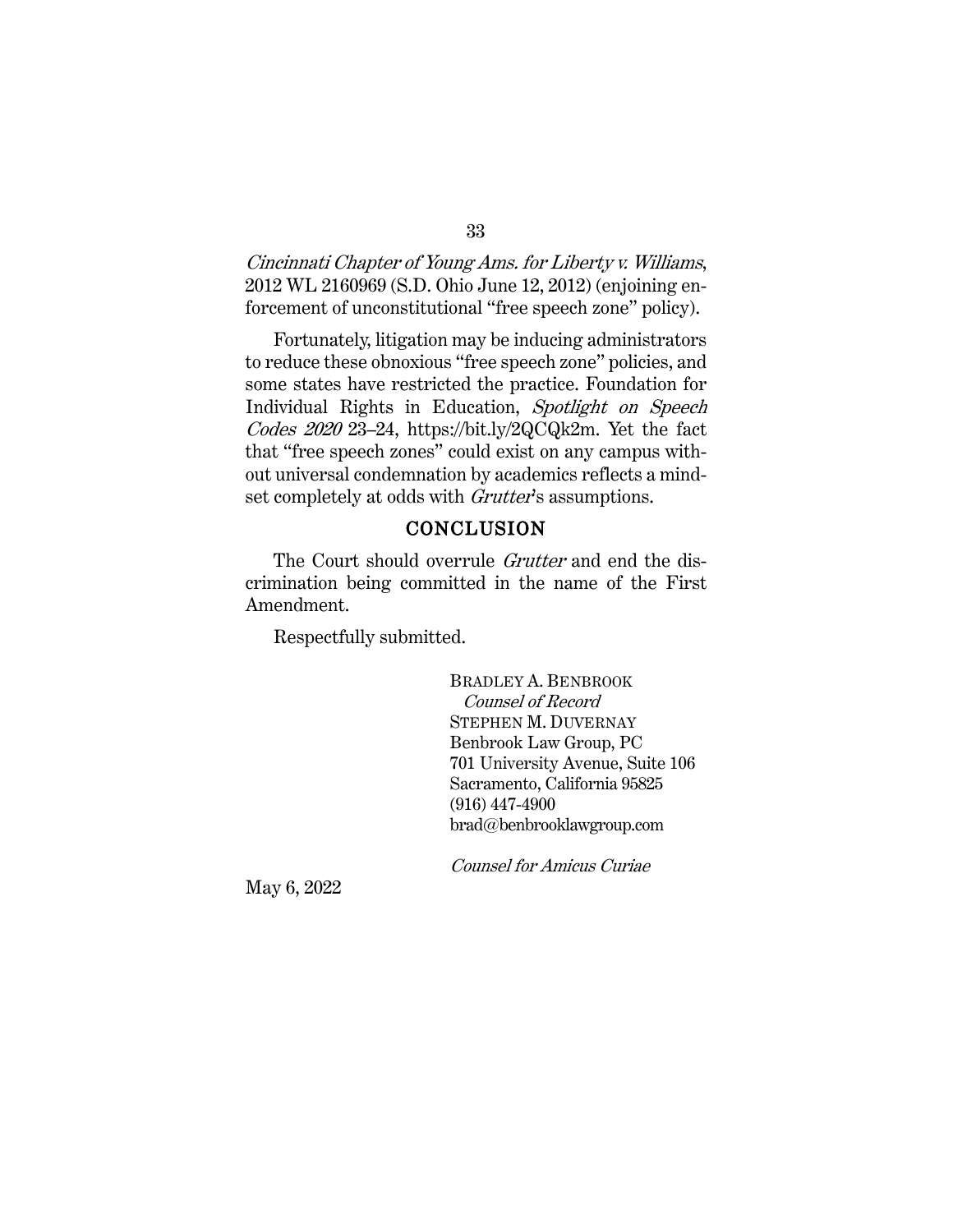*Cincinnati Chapter of Young Ams. for Liberty v. Williams*, 2012 WL 2160969 (S.D. Ohio June 12, 2012) (enjoining enforcement of unconstitutional "free speech zone" policy).

Fortunately, litigation may be inducing administrators to reduce these obnoxious "free speech zone" policies, and some states have restricted the practice. Foundation for Individual Rights in Education, *Spotlight on Speech Codes 2020* 23–24, https://bit.ly/2QCQk2m. Yet the fact that "free speech zones" could exist on any campus without universal condemnation by academics reflects a mindset completely at odds with *Grutter*'s assumptions.

## CONCLUSION

The Court should overrule *Grutter* and end the discrimination being committed in the name of the First Amendment.

Respectfully submitted.

BRADLEY A. BENBROOK
*Counsel of Record*
STEPHEN M. DUVERNAY
Benbrook Law Group, PC
701 University Avenue, Suite 106
Sacramento, California 95825
(916) 447-4900
brad@benbrooklawgroup.com

*Counsel for Amicus Curiae*

May 6, 2022